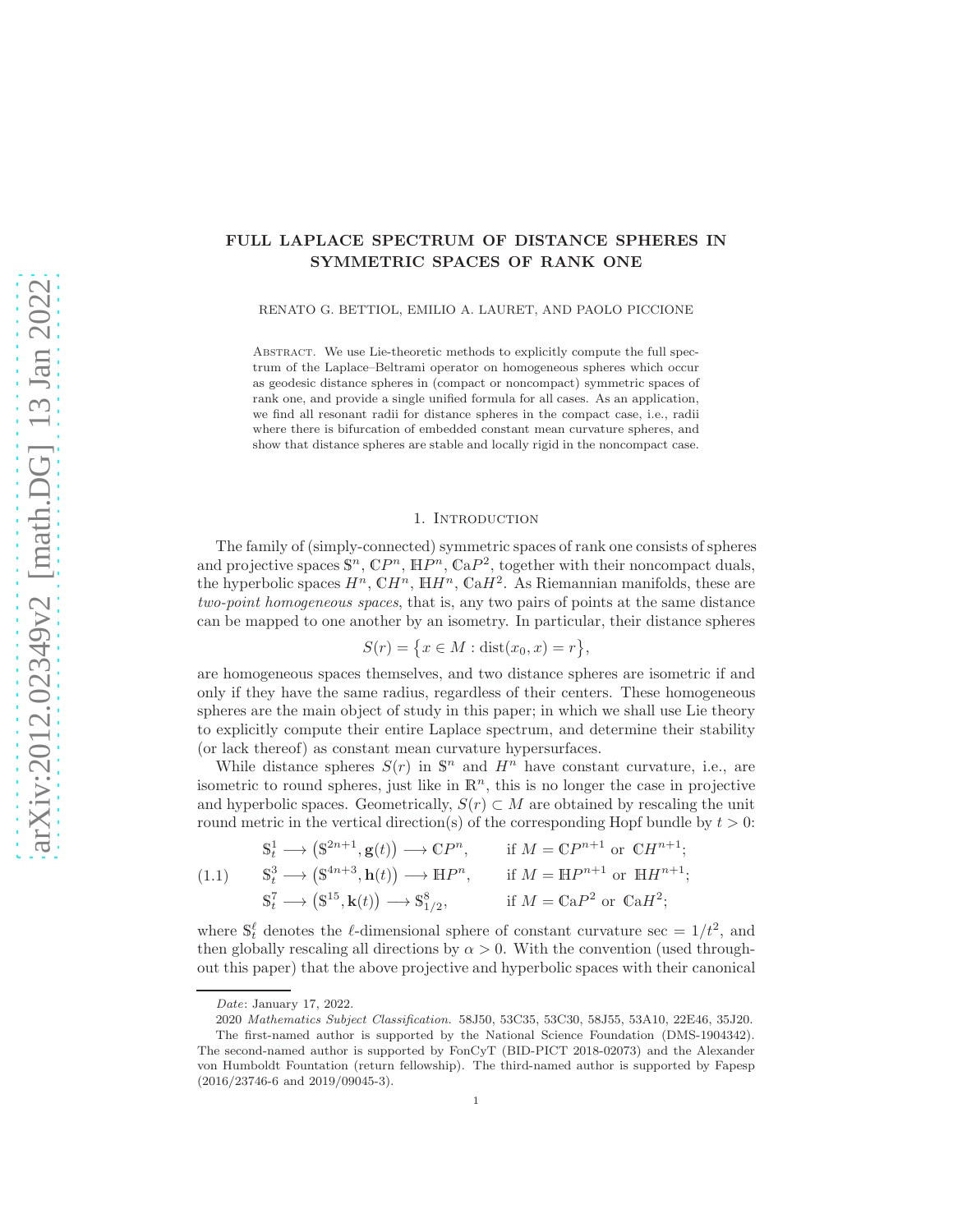# FULL LAPLACE SPECTRUM OF DISTANCE SPHERES IN SYMMETRIC SPACES OF RANK ONE

RENATO G. BETTIOL, EMILIO A. LAURET, AND PAOLO PICCIONE

Abstract. We use Lie-theoretic methods to explicitly compute the full spectrum of the Laplace–Beltrami operator on homogeneous spheres which occur as geodesic distance spheres in (compact or noncompact) symmetric spaces of rank one, and provide a single unified formula for all cases. As an application, we find all resonant radii for distance spheres in the compact case, i.e., radii where there is bifurcation of embedded constant mean curvature spheres, and show that distance spheres are stable and locally rigid in the noncompact case.

## 1. Introduction

The family of (simply-connected) symmetric spaces of rank one consists of spheres and projective spaces $\mathbb{S}^n$, $\mathbb{C}P^n$, $\mathbb{H}P^n$, $\mathbb{C}\mathrm{a}P^2$, together with their noncompact duals, the hyperbolic spaces $H^n$, $\mathbb{C}H^n$, $\mathbb{H}H^n$, $\mathbb{C}\mathrm{a}H^2$. As Riemannian manifolds, these are *two-point homogeneous spaces*, that is, any two pairs of points at the same distance can be mapped to one another by an isometry. In particular, their distance spheres

$$S(r) = \{x \in M : \mathrm{dist}(x_0, x) = r\},$$

are homogeneous spaces themselves, and two distance spheres are isometric if and only if they have the same radius, regardless of their centers. These homogeneous spheres are the main object of study in this paper; in which we shall use Lie theory to explicitly compute their entire Laplace spectrum, and determine their stability (or lack thereof) as constant mean curvature hypersurfaces.

While distance spheres $S(r)$ in $\mathbb{S}^n$ and $H^n$ have constant curvature, i.e., are isometric to round spheres, just like in $\mathbb{R}^n$, this is no longer the case in projective and hyperbolic spaces. Geometrically, $S(r) \subset M$ are obtained by rescaling the unit round metric in the vertical direction(s) of the corresponding Hopf bundle by $t > 0$:

$$\begin{aligned}
&\mathbb{S}^1_t \longrightarrow \big(\mathbb{S}^{2n+1}, \mathbf{g}(t)\big) \longrightarrow \mathbb{C}P^n, && \text{if } M = \mathbb{C}P^{n+1} \text{ or } \mathbb{C}H^{n+1};\\
&\mathbb{S}^3_t \longrightarrow \big(\mathbb{S}^{4n+3}, \mathbf{h}(t)\big) \longrightarrow \mathbb{H}P^n, && \text{if } M = \mathbb{H}P^{n+1} \text{ or } \mathbb{H}H^{n+1};\\
&\mathbb{S}^7_t \longrightarrow \big(\mathbb{S}^{15}, \mathbf{k}(t)\big) \longrightarrow \mathbb{S}^8_{1/2}, && \text{if } M = \mathbb{C}\mathrm{a}P^2 \text{ or } \mathbb{C}\mathrm{a}H^2;
\end{aligned} \tag{1.1}$$

where $\mathbb{S}^\ell_t$ denotes the $\ell$-dimensional sphere of constant curvature $\sec = 1/t^2$, and then globally rescaling all directions by $\alpha > 0$. With the convention (used throughout this paper) that the above projective and hyperbolic spaces with their canonical

*Date*: January 17, 2022.

2020 *Mathematics Subject Classification.* 58J50, 53C35, 53C30, 58J55, 53A10, 22E46, 35J20.

The first-named author is supported by the National Science Foundation (DMS-1904342). The second-named author is supported by FonCyT (BID-PICT 2018-02073) and the Alexander von Humboldt Fountation (return fellowship). The third-named author is supported by Fapesp (2016/23746-6 and 2019/09045-3).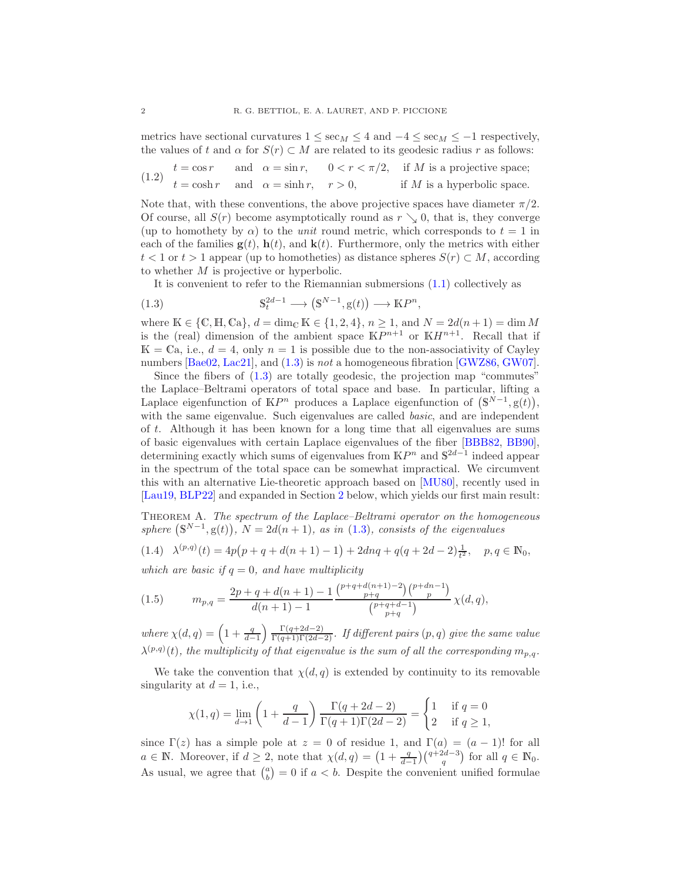metrics have sectional curvatures $1 \leq \sec_M \leq 4$ and $-4 \leq \sec_M \leq -1$ respectively, the values of $t$ and $\alpha$ for $S(r) \subset M$ are related to its geodesic radius $r$ as follows:

$$
\begin{aligned}
&t = \cos r \quad \text{and} \quad \alpha = \sin r, \quad 0 < r < \pi/2, \quad \text{if } M \text{ is a projective space;} \\
&t = \cosh r \quad \text{and} \quad \alpha = \sinh r, \quad r > 0, \quad \text{if } M \text{ is a hyperbolic space.}
\end{aligned} \tag{1.2}
$$

Note that, with these conventions, the above projective spaces have diameter $\pi/2$. Of course, all $S(r)$ become asymptotically round as $r \searrow 0$, that is, they converge (up to homothety by $\alpha$) to the *unit* round metric, which corresponds to $t = 1$ in each of the families $\mathbf{g}(t)$, $\mathbf{h}(t)$, and $\mathbf{k}(t)$. Furthermore, only the metrics with either $t < 1$ or $t > 1$ appear (up to homotheties) as distance spheres $S(r) \subset M$, according to whether $M$ is projective or hyperbolic.

It is convenient to refer to the Riemannian submersions (1.1) collectively as

$$
\mathbb{S}^{2d-1}_t \longrightarrow \big(\mathbb{S}^{N-1}, \mathrm{g}(t)\big) \longrightarrow \mathbb{K}P^n, \tag{1.3}
$$

where $\mathbb{K} \in \{\mathbb{C}, \mathbb{H}, \mathbb{C}\mathrm{a}\}$, $d = \dim_{\mathbb{C}} \mathbb{K} \in \{1, 2, 4\}$, $n \geq 1$, and $N = 2d(n+1) = \dim M$ is the (real) dimension of the ambient space $\mathbb{K}P^{n+1}$ or $\mathbb{K}H^{n+1}$. Recall that if $\mathbb{K} = \mathbb{C}\mathrm{a}$, i.e., $d = 4$, only $n = 1$ is possible due to the non-associativity of Cayley numbers [Bae02, Lac21], and (1.3) is *not* a homogeneous fibration [GWZ86, GW07].

Since the fibers of (1.3) are totally geodesic, the projection map "commutes" the Laplace–Beltrami operators of total space and base. In particular, lifting a Laplace eigenfunction of $\mathbb{K}P^n$ produces a Laplace eigenfunction of $\big(\mathbb{S}^{N-1}, \mathrm{g}(t)\big)$, with the same eigenvalue. Such eigenvalues are called *basic*, and are independent of $t$. Although it has been known for a long time that all eigenvalues are sums of basic eigenvalues with certain Laplace eigenvalues of the fiber [BBB82, BB90], determining exactly which sums of eigenvalues from $\mathbb{K}P^n$ and $\mathbb{S}^{2d-1}$ indeed appear in the spectrum of the total space can be somewhat impractical. We circumvent this with an alternative Lie-theoretic approach based on [MU80], recently used in [Lau19, BLP22] and expanded in Section 2 below, which yields our first main result:

**Theorem A.** *The spectrum of the Laplace–Beltrami operator on the homogeneous sphere $\big(\mathbb{S}^{N-1}, \mathrm{g}(t)\big)$, $N = 2d(n+1)$, as in (1.3), consists of the eigenvalues*

$$
\lambda^{(p,q)}(t) = 4p\big(p + q + d(n+1) - 1\big) + 2dnq + q(q + 2d - 2)\tfrac{1}{t^2}, \quad p, q \in \mathbb{N}_0, \tag{1.4}
$$

*which are basic if $q = 0$, and have multiplicity*

$$
m_{p,q} = \frac{2p + q + d(n+1) - 1}{d(n+1) - 1} \frac{\binom{p+q+d(n+1)-2}{p+q}\binom{p+dn-1}{p}}{\binom{p+q+d-1}{p+q}} \chi(d, q), \tag{1.5}
$$

*where $\chi(d,q) = \left(1 + \frac{q}{d-1}\right) \frac{\Gamma(q+2d-2)}{\Gamma(q+1)\Gamma(2d-2)}$. If different pairs $(p,q)$ give the same value $\lambda^{(p,q)}(t)$, the multiplicity of that eigenvalue is the sum of all the corresponding $m_{p,q}$.*

We take the convention that $\chi(d,q)$ is extended by continuity to its removable singularity at $d = 1$, i.e.,

$$
\chi(1, q) = \lim_{d \to 1} \left(1 + \frac{q}{d-1}\right) \frac{\Gamma(q + 2d - 2)}{\Gamma(q+1)\Gamma(2d-2)} = \begin{cases} 1 & \text{if } q = 0 \\ 2 & \text{if } q \geq 1, \end{cases}
$$

since $\Gamma(z)$ has a simple pole at $z = 0$ of residue 1, and $\Gamma(a) = (a-1)!$ for all $a \in \mathbb{N}$. Moreover, if $d \geq 2$, note that $\chi(d,q) = \left(1 + \frac{q}{d-1}\right)\binom{q+2d-3}{q}$ for all $q \in \mathbb{N}_0$. As usual, we agree that $\binom{a}{b} = 0$ if $a < b$. Despite the convenient unified formulae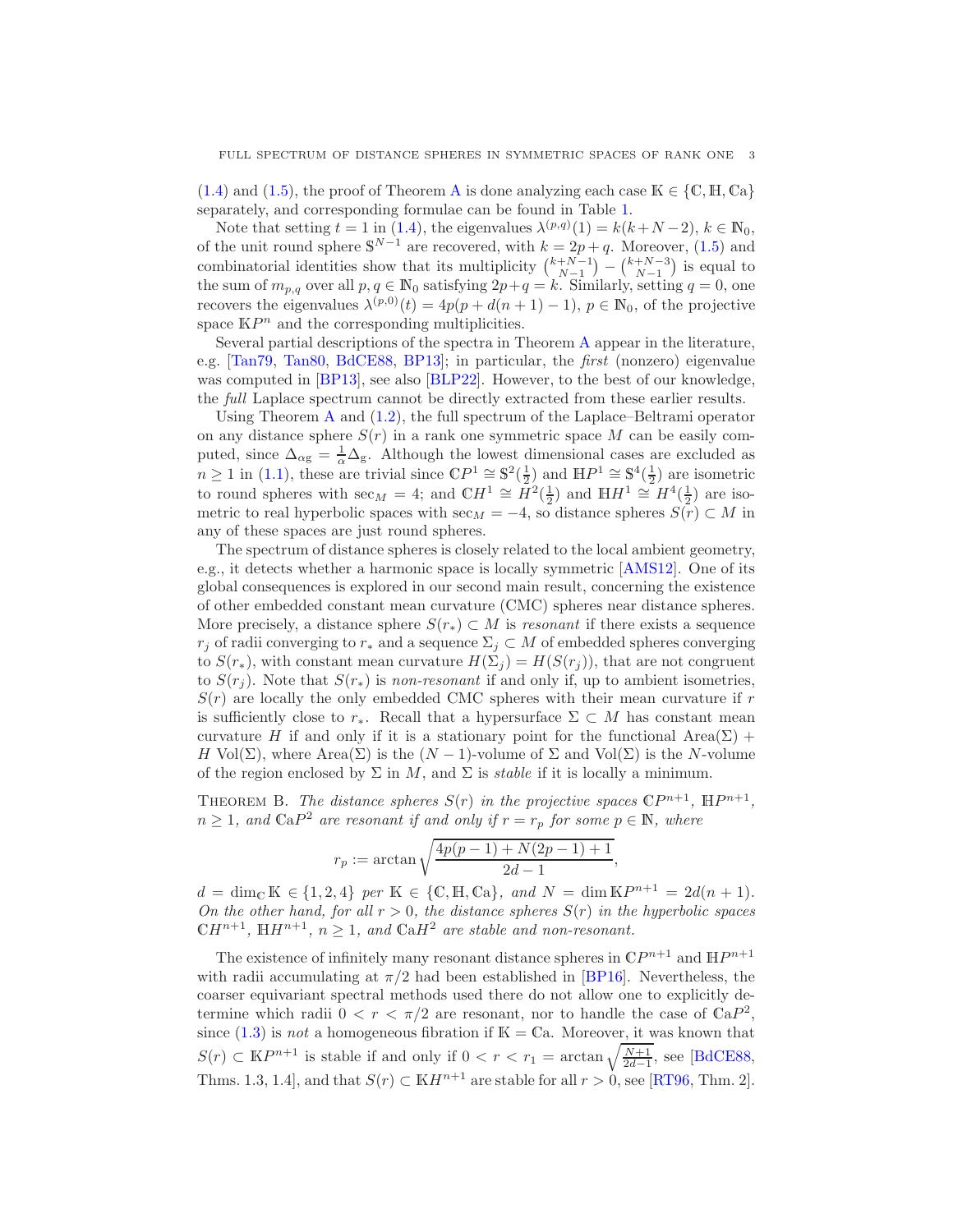(1.4) and (1.5), the proof of Theorem A is done analyzing each case $\mathbb{K} \in \{\mathbb{C}, \mathbb{H}, \mathbb{C}\mathrm{a}\}$ separately, and corresponding formulae can be found in Table 1.

Note that setting $t = 1$ in (1.4), the eigenvalues $\lambda^{(p,q)}(1) = k(k+N-2)$, $k \in \mathbb{N}_0$, of the unit round sphere $\mathbb{S}^{N-1}$ are recovered, with $k = 2p+q$. Moreover, (1.5) and combinatorial identities show that its multiplicity $\binom{k+N-1}{N-1} - \binom{k+N-3}{N-1}$ is equal to the sum of $m_{p,q}$ over all $p, q \in \mathbb{N}_0$ satisfying $2p+q = k$. Similarly, setting $q = 0$, one recovers the eigenvalues $\lambda^{(p,0)}(t) = 4p(p + d(n+1) - 1)$, $p \in \mathbb{N}_0$, of the projective space $\mathbb{K}P^n$ and the corresponding multiplicities.

Several partial descriptions of the spectra in Theorem A appear in the literature, e.g. [Tan79, Tan80, BdCE88, BP13]; in particular, the *first* (nonzero) eigenvalue was computed in [BP13], see also [BLP22]. However, to the best of our knowledge, the *full* Laplace spectrum cannot be directly extracted from these earlier results.

Using Theorem A and (1.2), the full spectrum of the Laplace–Beltrami operator on any distance sphere $S(r)$ in a rank one symmetric space $M$ can be easily computed, since $\Delta_{\alpha \mathrm{g}} = \frac{1}{\alpha}\Delta_{\mathrm{g}}$. Although the lowest dimensional cases are excluded as $n \geq 1$ in (1.1), these are trivial since $\mathbb{C}P^1 \cong \mathbb{S}^2(\frac{1}{2})$ and $\mathbb{H}P^1 \cong \mathbb{S}^4(\frac{1}{2})$ are isometric to round spheres with $\sec_M = 4$; and $\mathbb{C}H^1 \cong H^2(\frac{1}{2})$ and $\mathbb{H}H^1 \cong H^4(\frac{1}{2})$ are isometric to real hyperbolic spaces with $\sec_M = -4$, so distance spheres $S(r) \subset M$ in any of these spaces are just round spheres.

The spectrum of distance spheres is closely related to the local ambient geometry, e.g., it detects whether a harmonic space is locally symmetric [AMS12]. One of its global consequences is explored in our second main result, concerning the existence of other embedded constant mean curvature (CMC) spheres near distance spheres. More precisely, a distance sphere $S(r_*) \subset M$ is *resonant* if there exists a sequence $r_j$ of radii converging to $r_*$ and a sequence $\Sigma_j \subset M$ of embedded spheres converging to $S(r_*)$, with constant mean curvature $H(\Sigma_j) = H(S(r_j))$, that are not congruent to $S(r_j)$. Note that $S(r_*)$ is *non-resonant* if and only if, up to ambient isometries, $S(r)$ are locally the only embedded CMC spheres with their mean curvature if $r$ is sufficiently close to $r_*$. Recall that a hypersurface $\Sigma \subset M$ has constant mean curvature $H$ if and only if it is a stationary point for the functional $\mathrm{Area}(\Sigma) + H\,\mathrm{Vol}(\Sigma)$, where $\mathrm{Area}(\Sigma)$ is the $(N-1)$-volume of $\Sigma$ and $\mathrm{Vol}(\Sigma)$ is the $N$-volume of the region enclosed by $\Sigma$ in $M$, and $\Sigma$ is *stable* if it is locally a minimum.

**Theorem B.** *The distance spheres $S(r)$ in the projective spaces $\mathbb{C}P^{n+1}$, $\mathbb{H}P^{n+1}$, $n \geq 1$, and $\mathbb{C}\mathrm{a}P^2$ are resonant if and only if $r = r_p$ for some $p \in \mathbb{N}$, where*

$$r_p := \arctan\sqrt{\frac{4p(p-1) + N(2p-1) + 1}{2d-1}},$$

*$d = \dim_{\mathbb{C}} \mathbb{K} \in \{1, 2, 4\}$ per $\mathbb{K} \in \{\mathbb{C}, \mathbb{H}, \mathbb{C}\mathrm{a}\}$, and $N = \dim \mathbb{K}P^{n+1} = 2d(n+1)$. On the other hand, for all $r > 0$, the distance spheres $S(r)$ in the hyperbolic spaces $\mathbb{C}H^{n+1}$, $\mathbb{H}H^{n+1}$, $n \geq 1$, and $\mathbb{C}\mathrm{a}H^2$ are stable and non-resonant.*

The existence of infinitely many resonant distance spheres in $\mathbb{C}P^{n+1}$ and $\mathbb{H}P^{n+1}$ with radii accumulating at $\pi/2$ had been established in [BP16]. Nevertheless, the coarser equivariant spectral methods used there do not allow one to explicitly determine which radii $0 < r < \pi/2$ are resonant, nor to handle the case of $\mathbb{C}\mathrm{a}P^2$, since (1.3) is *not* a homogeneous fibration if $\mathbb{K} = \mathbb{C}\mathrm{a}$. Moreover, it was known that $S(r) \subset \mathbb{K}P^{n+1}$ is stable if and only if $0 < r < r_1 = \arctan\sqrt{\frac{N+1}{2d-1}}$, see [BdCE88, Thms. 1.3, 1.4], and that $S(r) \subset \mathbb{K}H^{n+1}$ are stable for all $r > 0$, see [RT96, Thm. 2].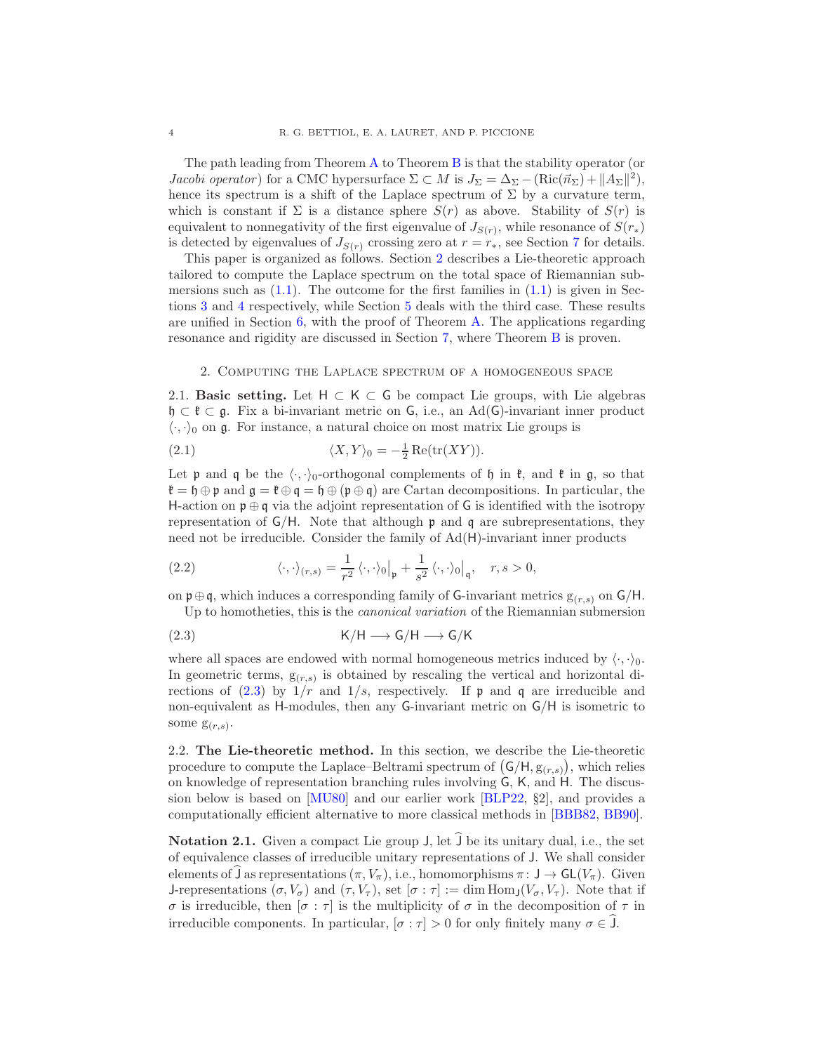The path leading from Theorem A to Theorem B is that the stability operator (or *Jacobi operator*) for a CMC hypersurface $\Sigma \subset M$ is $J_\Sigma = \Delta_\Sigma - (\mathrm{Ric}(\vec{n}_\Sigma) + \|A_\Sigma\|^2)$, hence its spectrum is a shift of the Laplace spectrum of $\Sigma$ by a curvature term, which is constant if $\Sigma$ is a distance sphere $S(r)$ as above. Stability of $S(r)$ is equivalent to nonnegativity of the first eigenvalue of $J_{S(r)}$, while resonance of $S(r_*)$ is detected by eigenvalues of $J_{S(r)}$ crossing zero at $r = r_*$, see Section 7 for details.

This paper is organized as follows. Section 2 describes a Lie-theoretic approach tailored to compute the Laplace spectrum on the total space of Riemannian submersions such as (1.1). The outcome for the first families in (1.1) is given in Sections 3 and 4 respectively, while Section 5 deals with the third case. These results are unified in Section 6, with the proof of Theorem A. The applications regarding resonance and rigidity are discussed in Section 7, where Theorem B is proven.

## 2. Computing the Laplace spectrum of a homogeneous space

**2.1. Basic setting.** Let $\mathsf{H} \subset \mathsf{K} \subset \mathsf{G}$ be compact Lie groups, with Lie algebras $\mathfrak{h} \subset \mathfrak{k} \subset \mathfrak{g}$. Fix a bi-invariant metric on $\mathsf{G}$, i.e., an $\mathrm{Ad}(\mathsf{G})$-invariant inner product $\langle \cdot, \cdot \rangle_0$ on $\mathfrak{g}$. For instance, a natural choice on most matrix Lie groups is

$$\langle X, Y \rangle_0 = -\tfrac{1}{2} \operatorname{Re}(\operatorname{tr}(XY)). \tag{2.1}$$

Let $\mathfrak{p}$ and $\mathfrak{q}$ be the $\langle \cdot, \cdot \rangle_0$-orthogonal complements of $\mathfrak{h}$ in $\mathfrak{k}$, and $\mathfrak{k}$ in $\mathfrak{g}$, so that $\mathfrak{k} = \mathfrak{h} \oplus \mathfrak{p}$ and $\mathfrak{g} = \mathfrak{k} \oplus \mathfrak{q} = \mathfrak{h} \oplus (\mathfrak{p} \oplus \mathfrak{q})$ are Cartan decompositions. In particular, the $\mathsf{H}$-action on $\mathfrak{p} \oplus \mathfrak{q}$ via the adjoint representation of $\mathsf{G}$ is identified with the isotropy representation of $\mathsf{G}/\mathsf{H}$. Note that although $\mathfrak{p}$ and $\mathfrak{q}$ are subrepresentations, they need not be irreducible. Consider the family of $\mathrm{Ad}(\mathsf{H})$-invariant inner products

$$\langle \cdot, \cdot \rangle_{(r,s)} = \frac{1}{r^2} \langle \cdot, \cdot \rangle_0 \big|_{\mathfrak{p}} + \frac{1}{s^2} \langle \cdot, \cdot \rangle_0 \big|_{\mathfrak{q}}, \quad r, s > 0, \tag{2.2}$$

on $\mathfrak{p} \oplus \mathfrak{q}$, which induces a corresponding family of $\mathsf{G}$-invariant metrics $\mathrm{g}_{(r,s)}$ on $\mathsf{G}/\mathsf{H}$.

Up to homotheties, this is the *canonical variation* of the Riemannian submersion

$$\mathsf{K}/\mathsf{H} \longrightarrow \mathsf{G}/\mathsf{H} \longrightarrow \mathsf{G}/\mathsf{K} \tag{2.3}$$

where all spaces are endowed with normal homogeneous metrics induced by $\langle \cdot, \cdot \rangle_0$. In geometric terms, $\mathrm{g}_{(r,s)}$ is obtained by rescaling the vertical and horizontal directions of (2.3) by $1/r$ and $1/s$, respectively. If $\mathfrak{p}$ and $\mathfrak{q}$ are irreducible and non-equivalent as $\mathsf{H}$-modules, then any $\mathsf{G}$-invariant metric on $\mathsf{G}/\mathsf{H}$ is isometric to some $\mathrm{g}_{(r,s)}$.

**2.2. The Lie-theoretic method.** In this section, we describe the Lie-theoretic procedure to compute the Laplace–Beltrami spectrum of $\big(\mathsf{G}/\mathsf{H}, \mathrm{g}_{(r,s)}\big)$, which relies on knowledge of representation branching rules involving $\mathsf{G}$, $\mathsf{K}$, and $\mathsf{H}$. The discussion below is based on [MU80] and our earlier work [BLP22, §2], and provides a computationally efficient alternative to more classical methods in [BBB82, BB90].

**Notation 2.1.** Given a compact Lie group $\mathsf{J}$, let $\widehat{\mathsf{J}}$ be its unitary dual, i.e., the set of equivalence classes of irreducible unitary representations of $\mathsf{J}$. We shall consider elements of $\widehat{\mathsf{J}}$ as representations $(\pi, V_\pi)$, i.e., homomorphisms $\pi\colon \mathsf{J} \to \mathsf{GL}(V_\pi)$. Given $\mathsf{J}$-representations $(\sigma, V_\sigma)$ and $(\tau, V_\tau)$, set $[\sigma : \tau] := \dim \operatorname{Hom}_{\mathsf{J}}(V_\sigma, V_\tau)$. Note that if $\sigma$ is irreducible, then $[\sigma : \tau]$ is the multiplicity of $\sigma$ in the decomposition of $\tau$ in irreducible components. In particular, $[\sigma : \tau] > 0$ for only finitely many $\sigma \in \widehat{\mathsf{J}}$.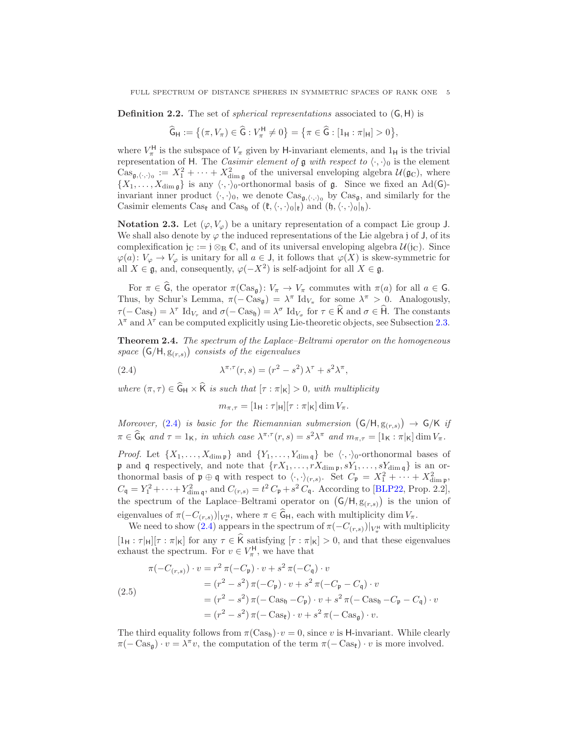**Definition 2.2.** The set of *spherical representations* associated to $(\mathsf{G},\mathsf{H})$ is

$$\widehat{\mathsf{G}}_{\mathsf{H}} := \big\{(\pi, V_\pi) \in \widehat{\mathsf{G}} : V_\pi^{\mathsf{H}} \neq 0\big\} = \big\{\pi \in \widehat{\mathsf{G}} : [1_{\mathsf{H}} : \pi|_{\mathsf{H}}] > 0\big\},$$

where $V_\pi^{\mathsf{H}}$ is the subspace of $V_\pi$ given by $\mathsf{H}$-invariant elements, and $1_{\mathsf{H}}$ is the trivial representation of $\mathsf{H}$. The *Casimir element of* $\mathfrak{g}$ *with respect to* $\langle\cdot,\cdot\rangle_0$ is the element $\mathrm{Cas}_{\mathfrak{g},\langle\cdot,\cdot\rangle_0} := X_1^2 + \dots + X_{\dim\mathfrak{g}}^2$ of the universal enveloping algebra $\mathcal{U}(\mathfrak{g}_{\mathbb{C}})$, where $\{X_1,\dots,X_{\dim\mathfrak{g}}\}$ is any $\langle\cdot,\cdot\rangle_0$-orthonormal basis of $\mathfrak{g}$. Since we fixed an $\mathrm{Ad}(\mathsf{G})$-invariant inner product $\langle\cdot,\cdot\rangle_0$, we denote $\mathrm{Cas}_{\mathfrak{g},\langle\cdot,\cdot\rangle_0}$ by $\mathrm{Cas}_{\mathfrak{g}}$, and similarly for the Casimir elements $\mathrm{Cas}_{\mathfrak{k}}$ and $\mathrm{Cas}_{\mathfrak{h}}$ of $(\mathfrak{k},\langle\cdot,\cdot\rangle_0|_{\mathfrak{k}})$ and $(\mathfrak{h},\langle\cdot,\cdot\rangle_0|_{\mathfrak{h}})$.

**Notation 2.3.** Let $(\varphi, V_\varphi)$ be a unitary representation of a compact Lie group $\mathsf{J}$. We shall also denote by $\varphi$ the induced representations of the Lie algebra $\mathfrak{j}$ of $\mathsf{J}$, of its complexification $\mathfrak{j}_{\mathbb{C}} := \mathfrak{j}\otimes_{\mathbb{R}}\mathbb{C}$, and of its universal enveloping algebra $\mathcal{U}(\mathfrak{j}_{\mathbb{C}})$. Since $\varphi(a)\colon V_\varphi \to V_\varphi$ is unitary for all $a\in\mathsf{J}$, it follows that $\varphi(X)$ is skew-symmetric for all $X\in\mathfrak{g}$, and, consequently, $\varphi(-X^2)$ is self-adjoint for all $X\in\mathfrak{g}$.

For $\pi\in\widehat{\mathsf{G}}$, the operator $\pi(\mathrm{Cas}_{\mathfrak{g}})\colon V_\pi\to V_\pi$ commutes with $\pi(a)$ for all $a\in\mathsf{G}$. Thus, by Schur's Lemma, $\pi(-\mathrm{Cas}_{\mathfrak{g}}) = \lambda^\pi\,\mathrm{Id}_{V_\pi}$ for some $\lambda^\pi>0$. Analogously, $\tau(-\mathrm{Cas}_{\mathfrak{k}}) = \lambda^\tau\,\mathrm{Id}_{V_\tau}$ and $\sigma(-\mathrm{Cas}_{\mathfrak{h}}) = \lambda^\sigma\,\mathrm{Id}_{V_\sigma}$ for $\tau\in\widehat{\mathsf{K}}$ and $\sigma\in\widehat{\mathsf{H}}$. The constants $\lambda^\pi$ and $\lambda^\tau$ can be computed explicitly using Lie-theoretic objects, see Subsection 2.3.

**Theorem 2.4.** *The spectrum of the Laplace–Beltrami operator on the homogeneous space* $\big(\mathsf{G}/\mathsf{H}, \mathrm{g}_{(r,s)}\big)$ *consists of the eigenvalues*

$$\lambda^{\pi,\tau}(r,s) = (r^2-s^2)\,\lambda^\tau + s^2\lambda^\pi, \tag{2.4}$$

*where* $(\pi,\tau)\in\widehat{\mathsf{G}}_{\mathsf{H}}\times\widehat{\mathsf{K}}$ *is such that* $[\tau:\pi|_{\mathsf{K}}]>0$*, with multiplicity*

$$m_{\pi,\tau} = [1_{\mathsf{H}}:\tau|_{\mathsf{H}}][\tau:\pi|_{\mathsf{K}}]\dim V_\pi.$$

*Moreover,* (2.4) *is basic for the Riemannian submersion* $\big(\mathsf{G}/\mathsf{H},\mathrm{g}_{(r,s)}\big)\to\mathsf{G}/\mathsf{K}$ *if* $\pi\in\widehat{\mathsf{G}}_{\mathsf{K}}$ *and* $\tau = 1_{\mathsf{K}}$*, in which case* $\lambda^{\pi,\tau}(r,s) = s^2\lambda^\pi$ *and* $m_{\pi,\tau} = [1_{\mathsf{K}}:\pi|_{\mathsf{K}}]\dim V_\pi$.

*Proof.* Let $\{X_1,\dots,X_{\dim\mathfrak{p}}\}$ and $\{Y_1,\dots,Y_{\dim\mathfrak{q}}\}$ be $\langle\cdot,\cdot\rangle_0$-orthonormal bases of $\mathfrak{p}$ and $\mathfrak{q}$ respectively, and note that $\{rX_1,\dots,rX_{\dim\mathfrak{p}}, sY_1,\dots,sY_{\dim\mathfrak{q}}\}$ is an orthonormal basis of $\mathfrak{p}\oplus\mathfrak{q}$ with respect to $\langle\cdot,\cdot\rangle_{(r,s)}$. Set $C_{\mathfrak{p}} = X_1^2+\dots+X_{\dim\mathfrak{p}}^2$, $C_{\mathfrak{q}} = Y_1^2+\dots+Y_{\dim\mathfrak{q}}^2$, and $C_{(r,s)} = t^2\,C_{\mathfrak{p}} + s^2\,C_{\mathfrak{q}}$. According to [BLP22, Prop. 2.2], the spectrum of the Laplace–Beltrami operator on $\big(\mathsf{G}/\mathsf{H},\mathrm{g}_{(r,s)}\big)$ is the union of eigenvalues of $\pi(-C_{(r,s)})|_{V_\pi^{\mathsf{H}}}$, where $\pi\in\widehat{\mathsf{G}}_{\mathsf{H}}$, each with multiplicity $\dim V_\pi$.

We need to show (2.4) appears in the spectrum of $\pi(-C_{(r,s)})|_{V_\pi^{\mathsf{H}}}$ with multiplicity $[1_{\mathsf{H}}:\tau|_{\mathsf{H}}][\tau:\pi|_{\mathsf{K}}]$ for any $\tau\in\widehat{\mathsf{K}}$ satisfying $[\tau:\pi|_{\mathsf{K}}]>0$, and that these eigenvalues exhaust the spectrum. For $v\in V_\pi^{\mathsf{H}}$, we have that

$$\begin{aligned}
\pi(-C_{(r,s)})\cdot v &= r^2\,\pi(-C_{\mathfrak{p}})\cdot v + s^2\,\pi(-C_{\mathfrak{q}})\cdot v\\
&= (r^2-s^2)\,\pi(-C_{\mathfrak{p}})\cdot v + s^2\,\pi(-C_{\mathfrak{p}}-C_{\mathfrak{q}})\cdot v\\
&= (r^2-s^2)\,\pi(-\mathrm{Cas}_{\mathfrak{h}}-C_{\mathfrak{p}})\cdot v + s^2\,\pi(-\mathrm{Cas}_{\mathfrak{h}}-C_{\mathfrak{p}}-C_{\mathfrak{q}})\cdot v\\
&= (r^2-s^2)\,\pi(-\mathrm{Cas}_{\mathfrak{k}})\cdot v + s^2\,\pi(-\mathrm{Cas}_{\mathfrak{g}})\cdot v.
\end{aligned} \tag{2.5}$$

The third equality follows from $\pi(\mathrm{Cas}_{\mathfrak{h}})\cdot v = 0$, since $v$ is $\mathsf{H}$-invariant. While clearly $\pi(-\mathrm{Cas}_{\mathfrak{g}})\cdot v = \lambda^\pi v$, the computation of the term $\pi(-\mathrm{Cas}_{\mathfrak{k}})\cdot v$ is more involved.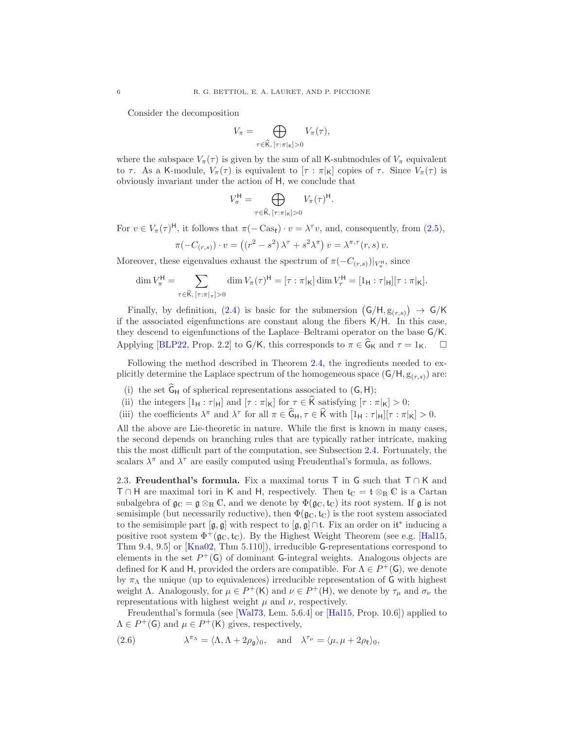Consider the decomposition

$$V_\pi = \bigoplus_{\tau\in\widehat{\mathsf{K}},\,[\tau:\pi|_{\mathsf{K}}]>0} V_\pi(\tau),$$

where the subspace $V_\pi(\tau)$ is given by the sum of all $\mathsf{K}$-submodules of $V_\pi$ equivalent to $\tau$. As a $\mathsf{K}$-module, $V_\pi(\tau)$ is equivalent to $[\tau : \pi|_{\mathsf{K}}]$ copies of $\tau$. Since $V_\pi(\tau)$ is obviously invariant under the action of $\mathsf{H}$, we conclude that

$$V_\pi^{\mathsf{H}} = \bigoplus_{\tau\in\widehat{\mathsf{K}},\,[\tau:\pi|_{\mathsf{K}}]>0} V_\pi(\tau)^{\mathsf{H}}.$$

For $v \in V_\pi(\tau)^{\mathsf{H}}$, it follows that $\pi(-\operatorname{Cas}_{\mathfrak{k}}) \cdot v = \lambda^\tau v$, and, consequently, from (2.5),

$$\pi(-C_{(r,s)}) \cdot v = \left((r^2 - s^2)\,\lambda^\tau + s^2\lambda^\pi\right) v = \lambda^{\pi,\tau}(r,s)\, v.$$

Moreover, these eigenvalues exhaust the spectrum of $\pi(-C_{(r,s)})|_{V_\pi^{\mathsf{H}}}$, since

$$\dim V_\pi^{\mathsf{H}} = \sum_{\tau\in\widehat{\mathsf{K}},\,[\tau:\pi|_\pi]>0} \dim V_\pi(\tau)^{\mathsf{H}} = [\tau : \pi|_{\mathsf{K}}] \dim V_\tau^{\mathsf{H}} = [1_{\mathsf{H}} : \tau|_{\mathsf{H}}][\tau : \pi|_{\mathsf{K}}].$$

Finally, by definition, (2.4) is basic for the submersion $\left(\mathsf{G}/\mathsf{H}, \mathrm{g}_{(r,s)}\right) \to \mathsf{G}/\mathsf{K}$ if the associated eigenfunctions are constant along the fibers $\mathsf{K}/\mathsf{H}$. In this case, they descend to eigenfunctions of the Laplace–Beltrami operator on the base $\mathsf{G}/\mathsf{K}$. Applying [BLP22, Prop. 2.2] to $\mathsf{G}/\mathsf{K}$, this corresponds to $\pi \in \widehat{\mathsf{G}}_{\mathsf{K}}$ and $\tau = 1_{\mathsf{K}}$. $\square$

Following the method described in Theorem 2.4, the ingredients needed to explicitly determine the Laplace spectrum of the homogeneous space $(\mathsf{G}/\mathsf{H}, \mathrm{g}_{(r,s)})$ are:

(i) the set $\widehat{\mathsf{G}}_{\mathsf{H}}$ of spherical representations associated to $(\mathsf{G}, \mathsf{H})$;

(ii) the integers $[1_{\mathsf{H}} : \tau|_{\mathsf{H}}]$ and $[\tau : \pi|_{\mathsf{K}}]$ for $\tau \in \widehat{\mathsf{K}}$ satisfying $[\tau : \pi|_{\mathsf{K}}] > 0$;

(iii) the coefficients $\lambda^\pi$ and $\lambda^\tau$ for all $\pi \in \widehat{\mathsf{G}}_{\mathsf{H}}, \tau \in \widehat{\mathsf{K}}$ with $[1_{\mathsf{H}} : \tau|_{\mathsf{H}}][\tau : \pi|_{\mathsf{K}}] > 0$.

All the above are Lie-theoretic in nature. While the first is known in many cases, the second depends on branching rules that are typically rather intricate, making this the most difficult part of the computation, see Subsection 2.4. Fortunately, the scalars $\lambda^\pi$ and $\lambda^\tau$ are easily computed using Freudenthal's formula, as follows.

2.3. **Freudenthal's formula.** Fix a maximal torus $\mathsf{T}$ in $\mathsf{G}$ such that $\mathsf{T} \cap \mathsf{K}$ and $\mathsf{T} \cap \mathsf{H}$ are maximal tori in $\mathsf{K}$ and $\mathsf{H}$, respectively. Then $\mathfrak{t}_{\mathbb{C}} = \mathfrak{t} \otimes_{\mathbb{R}} \mathbb{C}$ is a Cartan subalgebra of $\mathfrak{g}_{\mathbb{C}} = \mathfrak{g} \otimes_{\mathbb{R}} \mathbb{C}$, and we denote by $\Phi(\mathfrak{g}_{\mathbb{C}}, \mathfrak{t}_{\mathbb{C}})$ its root system. If $\mathfrak{g}$ is not semisimple (but necessarily reductive), then $\Phi(\mathfrak{g}_{\mathbb{C}}, \mathfrak{t}_{\mathbb{C}})$ is the root system associated to the semisimple part $[\mathfrak{g}, \mathfrak{g}]$ with respect to $[\mathfrak{g}, \mathfrak{g}] \cap \mathfrak{t}$. Fix an order on $i\mathfrak{t}^*$ inducing a positive root system $\Phi^+(\mathfrak{g}_{\mathbb{C}}, \mathfrak{t}_{\mathbb{C}})$. By the Highest Weight Theorem (see e.g. [Hal15, Thm 9.4, 9.5] or [Kna02, Thm 5.110]), irreducible $\mathsf{G}$-representations correspond to elements in the set $P^+(\mathsf{G})$ of dominant $\mathsf{G}$-integral weights. Analogous objects are defined for $\mathsf{K}$ and $\mathsf{H}$, provided the orders are compatible. For $\Lambda \in P^+(\mathsf{G})$, we denote by $\pi_\Lambda$ the unique (up to equivalences) irreducible representation of $\mathsf{G}$ with highest weight $\Lambda$. Analogously, for $\mu \in P^+(\mathsf{K})$ and $\nu \in P^+(\mathsf{H})$, we denote by $\tau_\mu$ and $\sigma_\nu$ the representations with highest weight $\mu$ and $\nu$, respectively.

Freudenthal's formula (see [Wal73, Lem. 5.6.4] or [Hal15, Prop. 10.6]) applied to $\Lambda \in P^+(\mathsf{G})$ and $\mu \in P^+(\mathsf{K})$ gives, respectively,

$$\lambda^{\pi_\Lambda} = \langle \Lambda, \Lambda + 2\rho_{\mathfrak{g}} \rangle_0, \quad \text{and} \quad \lambda^{\tau_\mu} = \langle \mu, \mu + 2\rho_{\mathfrak{k}} \rangle_0, \tag{2.6}$$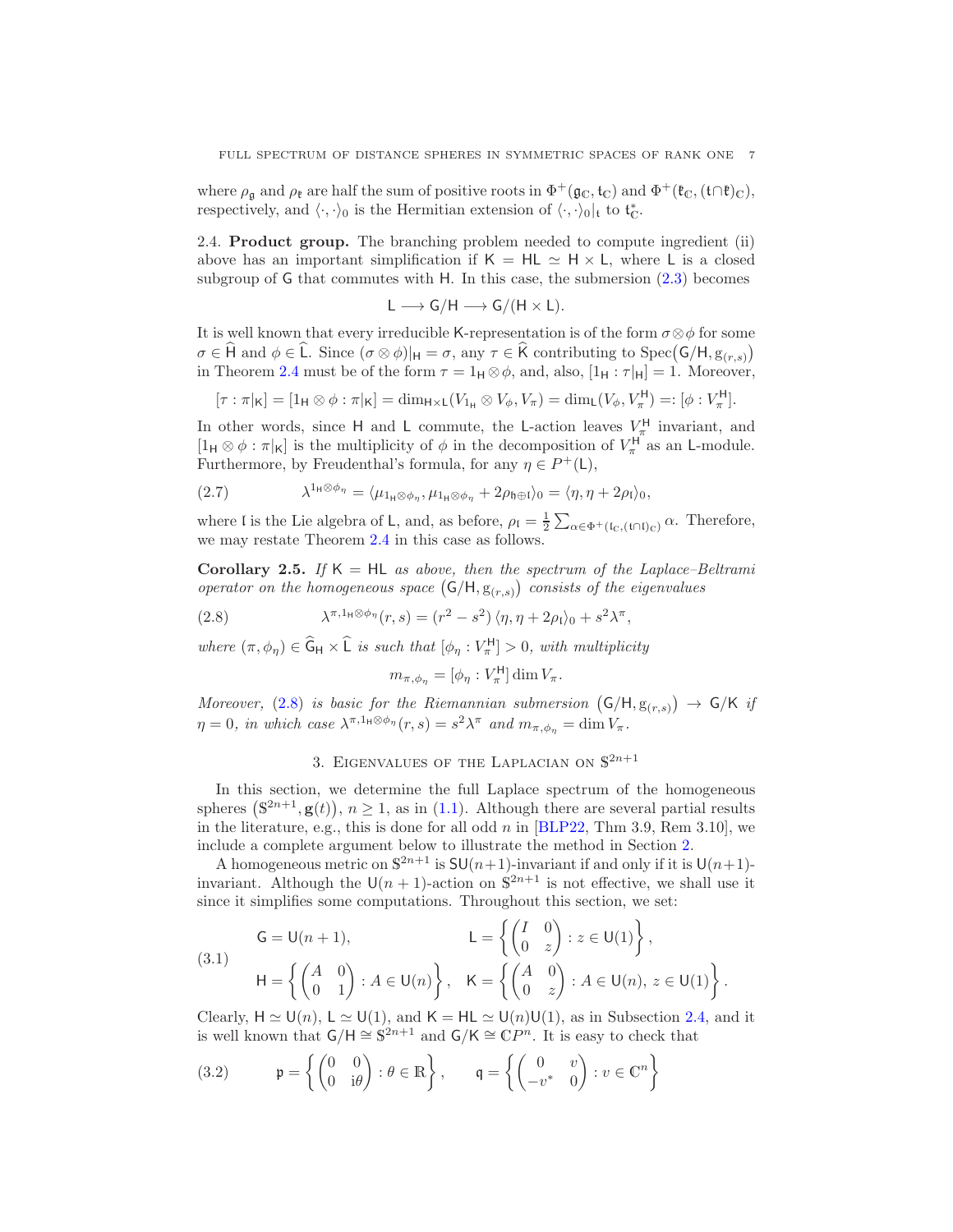where $\rho_{\mathfrak{g}}$ and $\rho_{\mathfrak{k}}$ are half the sum of positive roots in $\Phi^+(\mathfrak{g}_{\mathbb{C}}, \mathfrak{t}_{\mathbb{C}})$ and $\Phi^+(\mathfrak{k}_{\mathbb{C}}, (\mathfrak{t}\cap\mathfrak{k})_{\mathbb{C}})$, respectively, and $\langle\cdot,\cdot\rangle_0$ is the Hermitian extension of $\langle\cdot,\cdot\rangle_0|_{\mathfrak{t}}$ to $\mathfrak{t}_{\mathbb{C}}^*$.

2.4. **Product group.** The branching problem needed to compute ingredient (ii) above has an important simplification if $\mathsf{K} = \mathsf{HL} \simeq \mathsf{H} \times \mathsf{L}$, where $\mathsf{L}$ is a closed subgroup of $\mathsf{G}$ that commutes with $\mathsf{H}$. In this case, the submersion (2.3) becomes

$$\mathsf{L} \longrightarrow \mathsf{G}/\mathsf{H} \longrightarrow \mathsf{G}/(\mathsf{H}\times\mathsf{L}).$$

It is well known that every irreducible $\mathsf{K}$-representation is of the form $\sigma\otimes\phi$ for some $\sigma \in \widehat{\mathsf{H}}$ and $\phi \in \widehat{\mathsf{L}}$. Since $(\sigma\otimes\phi)|_{\mathsf{H}} = \sigma$, any $\tau \in \widehat{\mathsf{K}}$ contributing to $\operatorname{Spec}(\mathsf{G}/\mathsf{H}, \mathrm{g}_{(r,s)})$ in Theorem 2.4 must be of the form $\tau = 1_{\mathsf{H}}\otimes\phi$, and, also, $[1_{\mathsf{H}} : \tau|_{\mathsf{H}}] = 1$. Moreover,

$$[\tau : \pi|_{\mathsf{K}}] = [1_{\mathsf{H}}\otimes\phi : \pi|_{\mathsf{K}}] = \dim_{\mathsf{H}\times\mathsf{L}}(V_{1_{\mathsf{H}}}\otimes V_\phi, V_\pi) = \dim_{\mathsf{L}}(V_\phi, V_\pi^{\mathsf{H}}) =: [\phi : V_\pi^{\mathsf{H}}].$$

In other words, since $\mathsf{H}$ and $\mathsf{L}$ commute, the $\mathsf{L}$-action leaves $V_\pi^{\mathsf{H}}$ invariant, and $[1_{\mathsf{H}}\otimes\phi : \pi|_{\mathsf{K}}]$ is the multiplicity of $\phi$ in the decomposition of $V_\pi^{\mathsf{H}}$ as an $\mathsf{L}$-module. Furthermore, by Freudenthal's formula, for any $\eta \in P^+(\mathsf{L})$,

$$\lambda^{1_{\mathsf{H}}\otimes\phi_\eta} = \langle \mu_{1_{\mathsf{H}}\otimes\phi_\eta}, \mu_{1_{\mathsf{H}}\otimes\phi_\eta} + 2\rho_{\mathfrak{h}\oplus\mathfrak{l}}\rangle_0 = \langle \eta, \eta + 2\rho_{\mathfrak{l}}\rangle_0, \tag{2.7}$$

where $\mathfrak{l}$ is the Lie algebra of $\mathsf{L}$, and, as before, $\rho_{\mathfrak{l}} = \frac{1}{2}\sum_{\alpha\in\Phi^+(\mathfrak{l}_{\mathbb{C}}, (\mathfrak{t}\cap\mathfrak{l})_{\mathbb{C}})}\alpha$. Therefore, we may restate Theorem 2.4 in this case as follows.

**Corollary 2.5.** *If $\mathsf{K} = \mathsf{HL}$ as above, then the spectrum of the Laplace–Beltrami operator on the homogeneous space $(\mathsf{G}/\mathsf{H}, \mathrm{g}_{(r,s)})$ consists of the eigenvalues*

$$\lambda^{\pi, 1_{\mathsf{H}}\otimes\phi_\eta}(r,s) = (r^2 - s^2)\,\langle \eta, \eta + 2\rho_{\mathfrak{l}}\rangle_0 + s^2\lambda^\pi, \tag{2.8}$$

*where $(\pi, \phi_\eta) \in \widehat{\mathsf{G}}_{\mathsf{H}} \times \widehat{\mathsf{L}}$ is such that $[\phi_\eta : V_\pi^{\mathsf{H}}] > 0$, with multiplicity*

$$m_{\pi,\phi_\eta} = [\phi_\eta : V_\pi^{\mathsf{H}}]\dim V_\pi.$$

*Moreover, (2.8) is basic for the Riemannian submersion $(\mathsf{G}/\mathsf{H}, \mathrm{g}_{(r,s)}) \to \mathsf{G}/\mathsf{K}$ if $\eta = 0$, in which case $\lambda^{\pi,1_{\mathsf{H}}\otimes\phi_\eta}(r,s) = s^2\lambda^\pi$ and $m_{\pi,\phi_\eta} = \dim V_\pi$.*

## 3. Eigenvalues of the Laplacian on $\mathbb{S}^{2n+1}$

In this section, we determine the full Laplace spectrum of the homogeneous spheres $(\mathbb{S}^{2n+1}, \mathsf{g}(t))$, $n \geq 1$, as in (1.1). Although there are several partial results in the literature, e.g., this is done for all odd $n$ in [BLP22, Thm 3.9, Rem 3.10], we include a complete argument below to illustrate the method in Section 2.

A homogeneous metric on $\mathbb{S}^{2n+1}$ is $\mathsf{SU}(n+1)$-invariant if and only if it is $\mathsf{U}(n+1)$-invariant. Although the $\mathsf{U}(n+1)$-action on $\mathbb{S}^{2n+1}$ is not effective, we shall use it since it simplifies some computations. Throughout this section, we set:

$$\begin{aligned}
&\mathsf{G} = \mathsf{U}(n+1), && \mathsf{L} = \left\{ \begin{pmatrix} I & 0 \\ 0 & z \end{pmatrix} : z \in \mathsf{U}(1) \right\}, \\
&\mathsf{H} = \left\{ \begin{pmatrix} A & 0 \\ 0 & 1 \end{pmatrix} : A \in \mathsf{U}(n) \right\}, && \mathsf{K} = \left\{ \begin{pmatrix} A & 0 \\ 0 & z \end{pmatrix} : A \in \mathsf{U}(n),\ z \in \mathsf{U}(1) \right\}.
\end{aligned} \tag{3.1}$$

Clearly, $\mathsf{H} \simeq \mathsf{U}(n)$, $\mathsf{L} \simeq \mathsf{U}(1)$, and $\mathsf{K} = \mathsf{HL} \simeq \mathsf{U}(n)\mathsf{U}(1)$, as in Subsection 2.4, and it is well known that $\mathsf{G}/\mathsf{H} \cong \mathbb{S}^{2n+1}$ and $\mathsf{G}/\mathsf{K} \cong \mathbb{C}P^n$. It is easy to check that

$$\mathfrak{p} = \left\{ \begin{pmatrix} 0 & 0 \\ 0 & \mathrm{i}\theta \end{pmatrix} : \theta \in \mathbb{R} \right\}, \qquad \mathfrak{q} = \left\{ \begin{pmatrix} 0 & v \\ -v^* & 0 \end{pmatrix} : v \in \mathbb{C}^n \right\} \tag{3.2}$$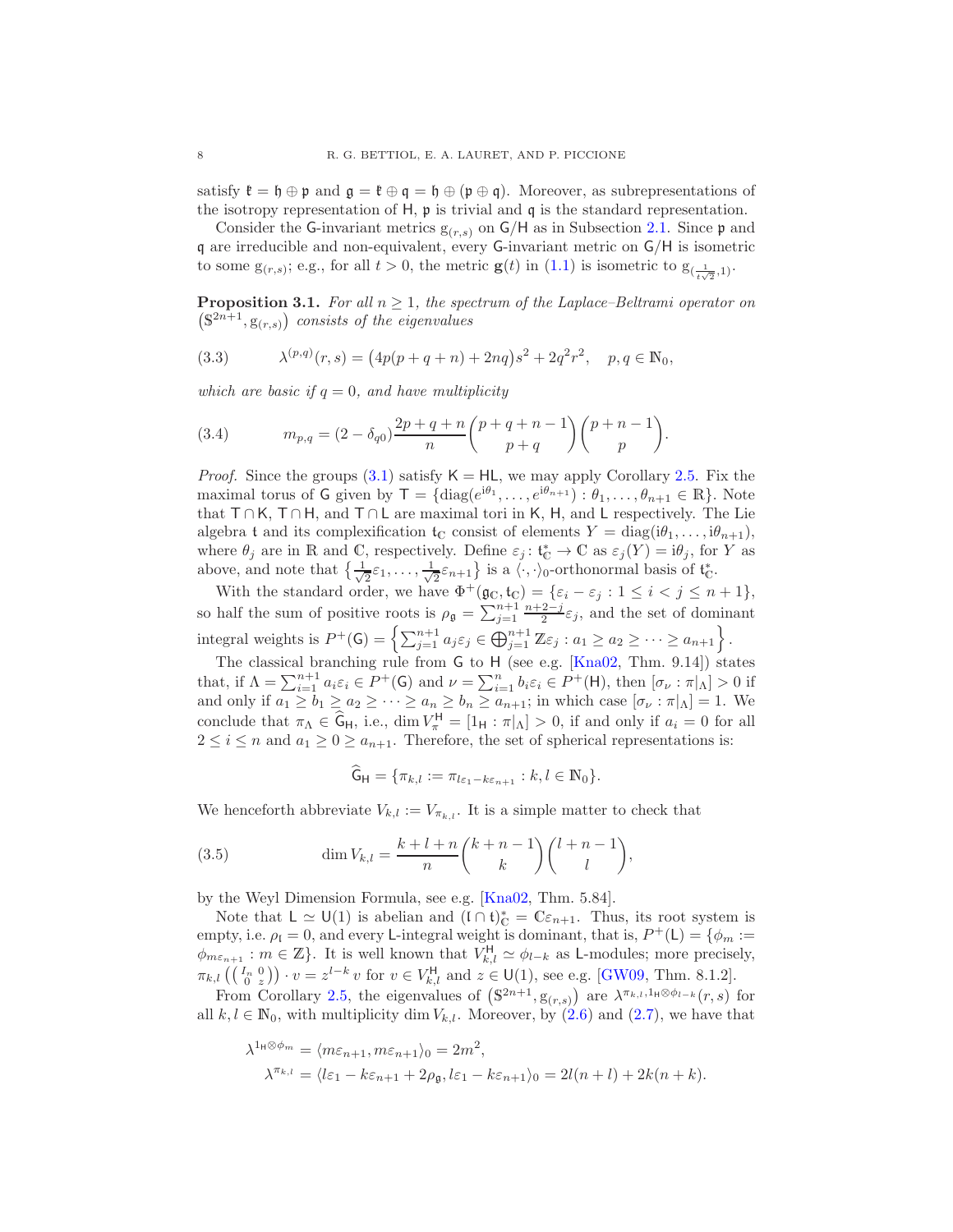satisfy $\mathfrak{k} = \mathfrak{h} \oplus \mathfrak{p}$ and $\mathfrak{g} = \mathfrak{k} \oplus \mathfrak{q} = \mathfrak{h} \oplus (\mathfrak{p} \oplus \mathfrak{q})$. Moreover, as subrepresentations of the isotropy representation of $\mathsf{H}$, $\mathfrak{p}$ is trivial and $\mathfrak{q}$ is the standard representation.

Consider the $\mathsf{G}$-invariant metrics $\mathrm{g}_{(r,s)}$ on $\mathsf{G}/\mathsf{H}$ as in Subsection 2.1. Since $\mathfrak{p}$ and $\mathfrak{q}$ are irreducible and non-equivalent, every $\mathsf{G}$-invariant metric on $\mathsf{G}/\mathsf{H}$ is isometric to some $\mathrm{g}_{(r,s)}$; e.g., for all $t > 0$, the metric $\mathbf{g}(t)$ in (1.1) is isometric to $\mathrm{g}_{(\frac{1}{t\sqrt{2}},1)}$.

**Proposition 3.1.** *For all $n \geq 1$, the spectrum of the Laplace–Beltrami operator on $\left(\mathbb{S}^{2n+1}, \mathrm{g}_{(r,s)}\right)$ consists of the eigenvalues*

$$\lambda^{(p,q)}(r,s) = \big(4p(p+q+n) + 2nq\big)s^2 + 2q^2r^2, \quad p, q \in \mathbb{N}_0, \tag{3.3}$$

*which are basic if $q = 0$, and have multiplicity*

$$m_{p,q} = (2 - \delta_{q0})\frac{2p+q+n}{n}\binom{p+q+n-1}{p+q}\binom{p+n-1}{p}. \tag{3.4}$$

*Proof.* Since the groups (3.1) satisfy $\mathsf{K} = \mathsf{HL}$, we may apply Corollary 2.5. Fix the maximal torus of $\mathsf{G}$ given by $\mathsf{T} = \{\operatorname{diag}(e^{i\theta_1}, \ldots, e^{i\theta_{n+1}}) : \theta_1, \ldots, \theta_{n+1} \in \mathbb{R}\}$. Note that $\mathsf{T} \cap \mathsf{K}$, $\mathsf{T} \cap \mathsf{H}$, and $\mathsf{T} \cap \mathsf{L}$ are maximal tori in $\mathsf{K}$, $\mathsf{H}$, and $\mathsf{L}$ respectively. The Lie algebra $\mathfrak{t}$ and its complexification $\mathfrak{t}_\mathbb{C}$ consist of elements $Y = \operatorname{diag}(i\theta_1, \ldots, i\theta_{n+1})$, where $\theta_j$ are in $\mathbb{R}$ and $\mathbb{C}$, respectively. Define $\varepsilon_j \colon \mathfrak{t}_\mathbb{C}^* \to \mathbb{C}$ as $\varepsilon_j(Y) = i\theta_j$, for $Y$ as above, and note that $\left\{\frac{1}{\sqrt{2}}\varepsilon_1, \ldots, \frac{1}{\sqrt{2}}\varepsilon_{n+1}\right\}$ is a $\langle \cdot, \cdot \rangle_0$-orthonormal basis of $\mathfrak{t}_\mathbb{C}^*$.

With the standard order, we have $\Phi^+(\mathfrak{g}_\mathbb{C}, \mathfrak{t}_\mathbb{C}) = \{\varepsilon_i - \varepsilon_j : 1 \leq i < j \leq n+1\}$, so half the sum of positive roots is $\rho_\mathfrak{g} = \sum_{j=1}^{n+1} \frac{n+2-j}{2}\varepsilon_j$, and the set of dominant integral weights is $P^+(\mathsf{G}) = \left\{\sum_{j=1}^{n+1} a_j\varepsilon_j \in \bigoplus_{j=1}^{n+1} \mathbb{Z}\varepsilon_j : a_1 \geq a_2 \geq \cdots \geq a_{n+1}\right\}$.

The classical branching rule from $\mathsf{G}$ to $\mathsf{H}$ (see e.g. [Kna02, Thm. 9.14]) states that, if $\Lambda = \sum_{i=1}^{n+1} a_i\varepsilon_i \in P^+(\mathsf{G})$ and $\nu = \sum_{i=1}^{n} b_i\varepsilon_i \in P^+(\mathsf{H})$, then $[\sigma_\nu : \pi|_\Lambda] > 0$ if and only if $a_1 \geq b_1 \geq a_2 \geq \cdots \geq a_n \geq b_n \geq a_{n+1}$; in which case $[\sigma_\nu : \pi|_\Lambda] = 1$. We conclude that $\pi_\Lambda \in \widehat{\mathsf{G}}_\mathsf{H}$, i.e., $\dim V_\pi^\mathsf{H} = [1_\mathsf{H} : \pi|_\Lambda] > 0$, if and only if $a_i = 0$ for all $2 \leq i \leq n$ and $a_1 \geq 0 \geq a_{n+1}$. Therefore, the set of spherical representations is:

$$\widehat{\mathsf{G}}_\mathsf{H} = \{\pi_{k,l} := \pi_{l\varepsilon_1 - k\varepsilon_{n+1}} : k, l \in \mathbb{N}_0\}.$$

We henceforth abbreviate $V_{k,l} := V_{\pi_{k,l}}$. It is a simple matter to check that

$$\dim V_{k,l} = \frac{k+l+n}{n}\binom{k+n-1}{k}\binom{l+n-1}{l}, \tag{3.5}$$

by the Weyl Dimension Formula, see e.g. [Kna02, Thm. 5.84].

Note that $\mathsf{L} \simeq \mathsf{U}(1)$ is abelian and $(\mathfrak{l} \cap \mathfrak{t})_\mathbb{C}^* = \mathbb{C}\varepsilon_{n+1}$. Thus, its root system is empty, i.e. $\rho_\mathfrak{l} = 0$, and every $\mathsf{L}$-integral weight is dominant, that is, $P^+(\mathsf{L}) = \{\phi_m := \phi_{m\varepsilon_{n+1}} : m \in \mathbb{Z}\}$. It is well known that $V_{k,l}^\mathsf{H} \simeq \phi_{l-k}$ as $\mathsf{L}$-modules; more precisely, $\pi_{k,l}\left(\left(\begin{smallmatrix} I_n & 0 \\ 0 & z \end{smallmatrix}\right)\right) \cdot v = z^{l-k}\, v$ for $v \in V_{k,l}^\mathsf{H}$ and $z \in \mathsf{U}(1)$, see e.g. [GW09, Thm. 8.1.2].

From Corollary 2.5, the eigenvalues of $\left(\mathbb{S}^{2n+1}, \mathrm{g}_{(r,s)}\right)$ are $\lambda^{\pi_{k,l}, 1_\mathsf{H} \otimes \phi_{l-k}}(r,s)$ for all $k, l \in \mathbb{N}_0$, with multiplicity $\dim V_{k,l}$. Moreover, by (2.6) and (2.7), we have that

$$\begin{aligned}
\lambda^{1_\mathsf{H} \otimes \phi_m} &= \langle m\varepsilon_{n+1}, m\varepsilon_{n+1}\rangle_0 = 2m^2, \\
\lambda^{\pi_{k,l}} &= \langle l\varepsilon_1 - k\varepsilon_{n+1} + 2\rho_\mathfrak{g}, l\varepsilon_1 - k\varepsilon_{n+1}\rangle_0 = 2l(n+l) + 2k(n+k).
\end{aligned}$$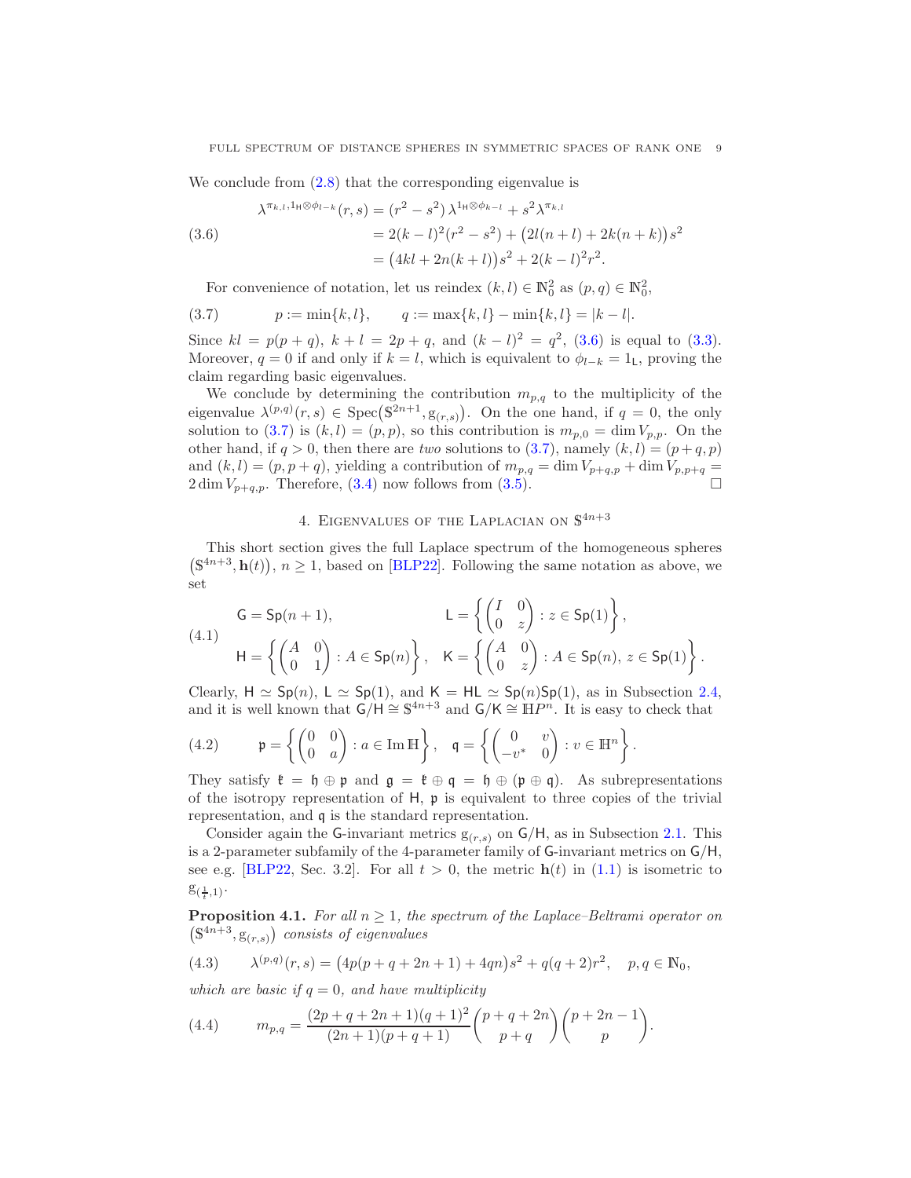We conclude from (2.8) that the corresponding eigenvalue is

$$
\begin{aligned}
\lambda^{\pi_{k,l},1_{\mathsf{H}}\otimes\phi_{l-k}}(r,s) &= (r^2-s^2)\,\lambda^{1_{\mathsf{H}}\otimes\phi_{k-l}} + s^2\lambda^{\pi_{k,l}} \\
&= 2(k-l)^2(r^2-s^2) + \big(2l(n+l)+2k(n+k)\big)s^2 \\
&= \big(4kl+2n(k+l)\big)s^2 + 2(k-l)^2r^2.
\end{aligned} \tag{3.6}
$$

For convenience of notation, let us reindex $(k,l)\in\mathbb{N}_0^2$ as $(p,q)\in\mathbb{N}_0^2$,

$$
p:=\min\{k,l\}, \qquad q:=\max\{k,l\}-\min\{k,l\}=|k-l|. \tag{3.7}
$$

Since $kl=p(p+q)$, $k+l=2p+q$, and $(k-l)^2=q^2$, (3.6) is equal to (3.3). Moreover, $q=0$ if and only if $k=l$, which is equivalent to $\phi_{l-k}=1_{\mathsf{L}}$, proving the claim regarding basic eigenvalues.

We conclude by determining the contribution $m_{p,q}$ to the multiplicity of the eigenvalue $\lambda^{(p,q)}(r,s)\in\operatorname{Spec}\big(\mathbb{S}^{2n+1},\mathrm{g}_{(r,s)}\big)$. On the one hand, if $q=0$, the only solution to (3.7) is $(k,l)=(p,p)$, so this contribution is $m_{p,0}=\dim V_{p,p}$. On the other hand, if $q>0$, then there are *two* solutions to (3.7), namely $(k,l)=(p+q,p)$ and $(k,l)=(p,p+q)$, yielding a contribution of $m_{p,q}=\dim V_{p+q,p}+\dim V_{p,p+q}=2\dim V_{p+q,p}$. Therefore, (3.4) now follows from (3.5). □

## 4. Eigenvalues of the Laplacian on $\mathbb{S}^{4n+3}$

This short section gives the full Laplace spectrum of the homogeneous spheres $\big(\mathbb{S}^{4n+3},\mathbf{h}(t)\big)$, $n\geq 1$, based on [BLP22]. Following the same notation as above, we set

$$
\begin{aligned}
&\mathsf{G}=\mathsf{Sp}(n+1), &&\mathsf{L}=\left\{\begin{pmatrix} I & 0\\ 0 & z\end{pmatrix} : z\in\mathsf{Sp}(1)\right\},\\
&\mathsf{H}=\left\{\begin{pmatrix} A & 0\\ 0 & 1\end{pmatrix} : A\in\mathsf{Sp}(n)\right\}, &&\mathsf{K}=\left\{\begin{pmatrix} A & 0\\ 0 & z\end{pmatrix} : A\in\mathsf{Sp}(n),\ z\in\mathsf{Sp}(1)\right\}.
\end{aligned} \tag{4.1}
$$

Clearly, $\mathsf{H}\simeq\mathsf{Sp}(n)$, $\mathsf{L}\simeq\mathsf{Sp}(1)$, and $\mathsf{K}=\mathsf{HL}\simeq\mathsf{Sp}(n)\mathsf{Sp}(1)$, as in Subsection 2.4, and it is well known that $\mathsf{G}/\mathsf{H}\cong\mathbb{S}^{4n+3}$ and $\mathsf{G}/\mathsf{K}\cong\mathbb{H}P^n$. It is easy to check that

$$
\mathfrak{p}=\left\{\begin{pmatrix} 0 & 0\\ 0 & a\end{pmatrix} : a\in\operatorname{Im}\mathbb{H}\right\}, \quad \mathfrak{q}=\left\{\begin{pmatrix} 0 & v\\ -v^* & 0\end{pmatrix} : v\in\mathbb{H}^n\right\}. \tag{4.2}
$$

They satisfy $\mathfrak{k}=\mathfrak{h}\oplus\mathfrak{p}$ and $\mathfrak{g}=\mathfrak{k}\oplus\mathfrak{q}=\mathfrak{h}\oplus(\mathfrak{p}\oplus\mathfrak{q})$. As subrepresentations of the isotropy representation of $\mathsf{H}$, $\mathfrak{p}$ is equivalent to three copies of the trivial representation, and $\mathfrak{q}$ is the standard representation.

Consider again the $\mathsf{G}$-invariant metrics $\mathrm{g}_{(r,s)}$ on $\mathsf{G}/\mathsf{H}$, as in Subsection 2.1. This is a 2-parameter subfamily of the 4-parameter family of $\mathsf{G}$-invariant metrics on $\mathsf{G}/\mathsf{H}$, see e.g. [BLP22, Sec. 3.2]. For all $t>0$, the metric $\mathbf{h}(t)$ in (1.1) is isometric to $\mathrm{g}_{(\frac{1}{t},1)}$.

**Proposition 4.1.** *For all $n\geq 1$, the spectrum of the Laplace–Beltrami operator on $\big(\mathbb{S}^{4n+3},\mathrm{g}_{(r,s)}\big)$ consists of eigenvalues*

$$
\lambda^{(p,q)}(r,s)=\big(4p(p+q+2n+1)+4qn\big)s^2+q(q+2)r^2, \quad p,q\in\mathbb{N}_0, \tag{4.3}
$$

*which are basic if $q=0$, and have multiplicity*

$$
m_{p,q}=\frac{(2p+q+2n+1)(q+1)^2}{(2n+1)(p+q+1)}\binom{p+q+2n}{p+q}\binom{p+2n-1}{p}. \tag{4.4}
$$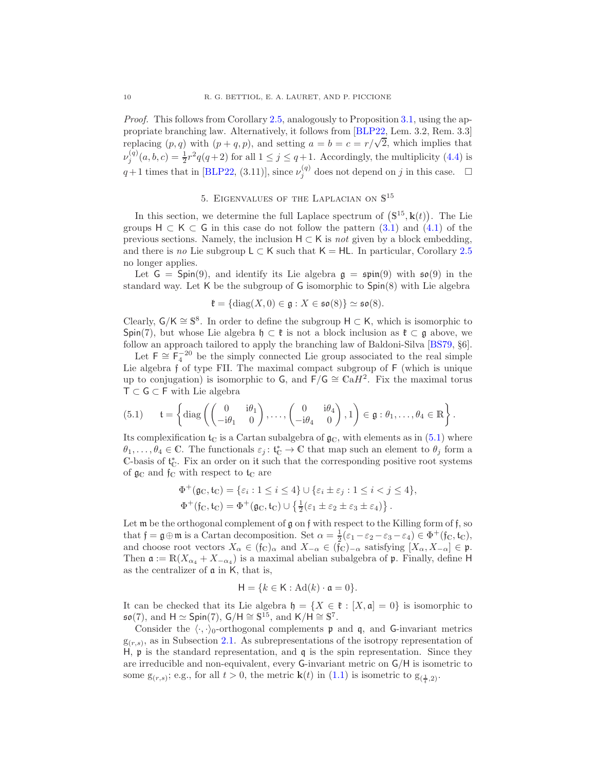*Proof.* This follows from Corollary 2.5, analogously to Proposition 3.1, using the appropriate branching law. Alternatively, it follows from [BLP22, Lem. 3.2, Rem. 3.3] replacing $(p, q)$ with $(p+q, p)$, and setting $a = b = c = r/\sqrt{2}$, which implies that $\nu_j^{(q)}(a, b, c) = \frac{1}{2}r^2 q(q+2)$ for all $1 \le j \le q+1$. Accordingly, the multiplicity (4.4) is $q+1$ times that in [BLP22, (3.11)], since $\nu_j^{(q)}$ does not depend on $j$ in this case. $\square$

## 5. Eigenvalues of the Laplacian on $\mathbb{S}^{15}$

In this section, we determine the full Laplace spectrum of $(\mathbb{S}^{15}, \mathbf{k}(t))$. The Lie groups $\mathsf{H} \subset \mathsf{K} \subset \mathsf{G}$ in this case do not follow the pattern (3.1) and (4.1) of the previous sections. Namely, the inclusion $\mathsf{H} \subset \mathsf{K}$ is *not* given by a block embedding, and there is *no* Lie subgroup $\mathsf{L} \subset \mathsf{K}$ such that $\mathsf{K} = \mathsf{HL}$. In particular, Corollary 2.5 no longer applies.

Let $\mathsf{G} = \mathsf{Spin}(9)$, and identify its Lie algebra $\mathfrak{g} = \mathfrak{spin}(9)$ with $\mathfrak{so}(9)$ in the standard way. Let $\mathsf{K}$ be the subgroup of $\mathsf{G}$ isomorphic to $\mathsf{Spin}(8)$ with Lie algebra

$$\mathfrak{k} = \{\operatorname{diag}(X, 0) \in \mathfrak{g} : X \in \mathfrak{so}(8)\} \simeq \mathfrak{so}(8).$$

Clearly, $\mathsf{G}/\mathsf{K} \cong \mathbb{S}^8$. In order to define the subgroup $\mathsf{H} \subset \mathsf{K}$, which is isomorphic to $\mathsf{Spin}(7)$, but whose Lie algebra $\mathfrak{h} \subset \mathfrak{k}$ is not a block inclusion as $\mathfrak{k} \subset \mathfrak{g}$ above, we follow an approach tailored to apply the branching law of Baldoni-Silva [BS79, §6].

Let $\mathsf{F} \cong \mathsf{F}_4^{-20}$ be the simply connected Lie group associated to the real simple Lie algebra $\mathfrak{f}$ of type FII. The maximal compact subgroup of $\mathsf{F}$ (which is unique up to conjugation) is isomorphic to $\mathsf{G}$, and $\mathsf{F}/\mathsf{G} \cong \mathbb{C}aH^2$. Fix the maximal torus $\mathsf{T} \subset \mathsf{G} \subset \mathsf{F}$ with Lie algebra

$$\mathfrak{t} = \left\{ \operatorname{diag}\left( \begin{pmatrix} 0 & \mathrm{i}\theta_1 \\ -\mathrm{i}\theta_1 & 0 \end{pmatrix}, \dots, \begin{pmatrix} 0 & \mathrm{i}\theta_4 \\ -\mathrm{i}\theta_4 & 0 \end{pmatrix}, 1 \right) \in \mathfrak{g} : \theta_1, \dots, \theta_4 \in \mathbb{R} \right\}. \tag{5.1}$$

Its complexification $\mathfrak{t}_{\mathbb{C}}$ is a Cartan subalgebra of $\mathfrak{g}_{\mathbb{C}}$, with elements as in (5.1) where $\theta_1, \dots, \theta_4 \in \mathbb{C}$. The functionals $\varepsilon_j : \mathfrak{t}_{\mathbb{C}}^* \to \mathbb{C}$ that map such an element to $\theta_j$ form a $\mathbb{C}$-basis of $\mathfrak{t}_{\mathbb{C}}^*$. Fix an order on $\mathrm{i}\mathfrak{t}$ such that the corresponding positive root systems of $\mathfrak{g}_{\mathbb{C}}$ and $\mathfrak{f}_{\mathbb{C}}$ with respect to $\mathfrak{t}_{\mathbb{C}}$ are

$$\Phi^+(\mathfrak{g}_{\mathbb{C}}, \mathfrak{t}_{\mathbb{C}}) = \{\varepsilon_i : 1 \le i \le 4\} \cup \{\varepsilon_i \pm \varepsilon_j : 1 \le i < j \le 4\},$$
$$\Phi^+(\mathfrak{f}_{\mathbb{C}}, \mathfrak{t}_{\mathbb{C}}) = \Phi^+(\mathfrak{g}_{\mathbb{C}}, \mathfrak{t}_{\mathbb{C}}) \cup \left\{ \tfrac{1}{2}(\varepsilon_1 \pm \varepsilon_2 \pm \varepsilon_3 \pm \varepsilon_4) \right\}.$$

Let $\mathfrak{m}$ be the orthogonal complement of $\mathfrak{g}$ on $\mathfrak{f}$ with respect to the Killing form of $\mathfrak{f}$, so that $\mathfrak{f} = \mathfrak{g} \oplus \mathfrak{m}$ is a Cartan decomposition. Set $\alpha = \frac{1}{2}(\varepsilon_1 - \varepsilon_2 - \varepsilon_3 - \varepsilon_4) \in \Phi^+(\mathfrak{f}_{\mathbb{C}}, \mathfrak{t}_{\mathbb{C}})$, and choose root vectors $X_\alpha \in (\mathfrak{f}_{\mathbb{C}})_\alpha$ and $X_{-\alpha} \in (\mathfrak{f}_{\mathbb{C}})_{-\alpha}$ satisfying $[X_\alpha, X_{-\alpha}] \in \mathfrak{p}$. Then $\mathfrak{a} := \mathbb{R}(X_{\alpha_4} + X_{-\alpha_4})$ is a maximal abelian subalgebra of $\mathfrak{p}$. Finally, define $\mathsf{H}$ as the centralizer of $\mathfrak{a}$ in $\mathsf{K}$, that is,

$$\mathsf{H} = \{k \in \mathsf{K} : \operatorname{Ad}(k) \cdot \mathfrak{a} = 0\}.$$

It can be checked that its Lie algebra $\mathfrak{h} = \{X \in \mathfrak{k} : [X, \mathfrak{a}] = 0\}$ is isomorphic to $\mathfrak{so}(7)$, and $\mathsf{H} \simeq \mathsf{Spin}(7)$, $\mathsf{G}/\mathsf{H} \cong \mathbb{S}^{15}$, and $\mathsf{K}/\mathsf{H} \cong \mathbb{S}^7$.

Consider the $\langle \cdot, \cdot \rangle_0$-orthogonal complements $\mathfrak{p}$ and $\mathfrak{q}$, and $\mathsf{G}$-invariant metrics $\mathrm{g}_{(r,s)}$, as in Subsection 2.1. As subrepresentations of the isotropy representation of $\mathsf{H}$, $\mathfrak{p}$ is the standard representation, and $\mathfrak{q}$ is the spin representation. Since they are irreducible and non-equivalent, every $\mathsf{G}$-invariant metric on $\mathsf{G}/\mathsf{H}$ is isometric to some $\mathrm{g}_{(r,s)}$; e.g., for all $t > 0$, the metric $\mathbf{k}(t)$ in (1.1) is isometric to $\mathrm{g}_{(\frac{1}{t}, 2)}$.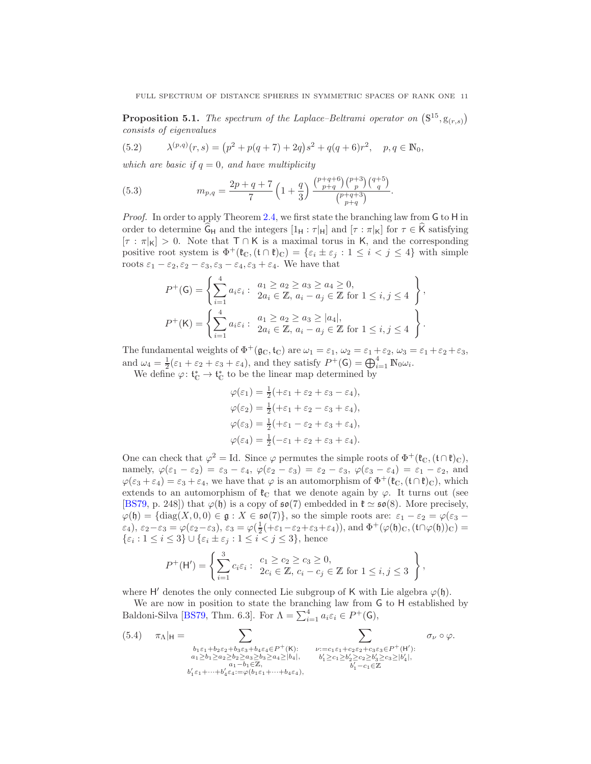**Proposition 5.1.** *The spectrum of the Laplace–Beltrami operator on* $(\mathbb{S}^{15}, \mathrm{g}_{(r,s)})$ *consists of eigenvalues*

$$\lambda^{(p,q)}(r,s) = \big(p^2 + p(q+7) + 2q\big)s^2 + q(q+6)r^2, \quad p, q \in \mathbb{N}_0, \tag{5.2}$$

*which are basic if* $q = 0$*, and have multiplicity*

$$m_{p,q} = \frac{2p+q+7}{7}\left(1 + \frac{q}{3}\right)\frac{\binom{p+q+6}{p+q}\binom{p+3}{p}\binom{q+5}{q}}{\binom{p+q+3}{p+q}}. \tag{5.3}$$

*Proof.* In order to apply Theorem 2.4, we first state the branching law from $\mathsf{G}$ to $\mathsf{H}$ in order to determine $\widehat{\mathsf{G}}_{\mathsf{H}}$ and the integers $[1_{\mathsf{H}} : \tau|_{\mathsf{H}}]$ and $[\tau : \pi|_{\mathsf{K}}]$ for $\tau \in \widehat{\mathsf{K}}$ satisfying $[\tau : \pi|_{\mathsf{K}}] > 0$. Note that $\mathsf{T} \cap \mathsf{K}$ is a maximal torus in $\mathsf{K}$, and the corresponding positive root system is $\Phi^+(\mathfrak{k}_\mathbb{C}, (\mathfrak{t} \cap \mathfrak{k})_\mathbb{C}) = \{\varepsilon_i \pm \varepsilon_j : 1 \le i < j \le 4\}$ with simple roots $\varepsilon_1 - \varepsilon_2, \varepsilon_2 - \varepsilon_3, \varepsilon_3 - \varepsilon_4, \varepsilon_3 + \varepsilon_4$. We have that

$$P^+(\mathsf{G}) = \left\{ \sum_{i=1}^4 a_i \varepsilon_i : \begin{array}{l} a_1 \ge a_2 \ge a_3 \ge a_4 \ge 0, \\ 2a_i \in \mathbb{Z},\ a_i - a_j \in \mathbb{Z} \text{ for } 1 \le i, j \le 4 \end{array} \right\},$$

$$P^+(\mathsf{K}) = \left\{ \sum_{i=1}^4 a_i \varepsilon_i : \begin{array}{l} a_1 \ge a_2 \ge a_3 \ge |a_4|, \\ 2a_i \in \mathbb{Z},\ a_i - a_j \in \mathbb{Z} \text{ for } 1 \le i, j \le 4 \end{array} \right\}.$$

The fundamental weights of $\Phi^+(\mathfrak{g}_\mathbb{C}, \mathfrak{t}_\mathbb{C})$ are $\omega_1 = \varepsilon_1$, $\omega_2 = \varepsilon_1 + \varepsilon_2$, $\omega_3 = \varepsilon_1 + \varepsilon_2 + \varepsilon_3$, and $\omega_4 = \frac{1}{2}(\varepsilon_1 + \varepsilon_2 + \varepsilon_3 + \varepsilon_4)$, and they satisfy $P^+(\mathsf{G}) = \bigoplus_{i=1}^4 \mathbb{N}_0 \omega_i$.

We define $\varphi \colon \mathfrak{t}_\mathbb{C}^* \to \mathfrak{t}_\mathbb{C}^*$ to be the linear map determined by

$$\begin{aligned}
\varphi(\varepsilon_1) &= \tfrac{1}{2}(+\varepsilon_1 + \varepsilon_2 + \varepsilon_3 - \varepsilon_4), \\
\varphi(\varepsilon_2) &= \tfrac{1}{2}(+\varepsilon_1 + \varepsilon_2 - \varepsilon_3 + \varepsilon_4), \\
\varphi(\varepsilon_3) &= \tfrac{1}{2}(+\varepsilon_1 - \varepsilon_2 + \varepsilon_3 + \varepsilon_4), \\
\varphi(\varepsilon_4) &= \tfrac{1}{2}(-\varepsilon_1 + \varepsilon_2 + \varepsilon_3 + \varepsilon_4).
\end{aligned}$$

One can check that $\varphi^2 = \mathrm{Id}$. Since $\varphi$ permutes the simple roots of $\Phi^+(\mathfrak{k}_\mathbb{C}, (\mathfrak{t} \cap \mathfrak{k})_\mathbb{C})$, namely, $\varphi(\varepsilon_1 - \varepsilon_2) = \varepsilon_3 - \varepsilon_4$, $\varphi(\varepsilon_2 - \varepsilon_3) = \varepsilon_2 - \varepsilon_3$, $\varphi(\varepsilon_3 - \varepsilon_4) = \varepsilon_1 - \varepsilon_2$, and $\varphi(\varepsilon_3 + \varepsilon_4) = \varepsilon_3 + \varepsilon_4$, we have that $\varphi$ is an automorphism of $\Phi^+(\mathfrak{k}_\mathbb{C}, (\mathfrak{t} \cap \mathfrak{k})_\mathbb{C})$, which extends to an automorphism of $\mathfrak{k}_\mathbb{C}$ that we denote again by $\varphi$. It turns out (see [BS79, p. 248]) that $\varphi(\mathfrak{h})$ is a copy of $\mathfrak{so}(7)$ embedded in $\mathfrak{k} \simeq \mathfrak{so}(8)$. More precisely, $\varphi(\mathfrak{h}) = \{\operatorname{diag}(X, 0, 0) \in \mathfrak{g} : X \in \mathfrak{so}(7)\}$, so the simple roots are: $\varepsilon_1 - \varepsilon_2 = \varphi(\varepsilon_3 - \varepsilon_4)$, $\varepsilon_2 - \varepsilon_3 = \varphi(\varepsilon_2 - \varepsilon_3)$, $\varepsilon_3 = \varphi(\frac{1}{2}(+\varepsilon_1 - \varepsilon_2 + \varepsilon_3 + \varepsilon_4))$, and $\Phi^+(\varphi(\mathfrak{h})_\mathbb{C}, (\mathfrak{t} \cap \varphi(\mathfrak{h}))_\mathbb{C}) = \{\varepsilon_i : 1 \le i \le 3\} \cup \{\varepsilon_i \pm \varepsilon_j : 1 \le i < j \le 3\}$, hence

$$P^+(\mathsf{H}') = \left\{ \sum_{i=1}^3 c_i \varepsilon_i : \begin{array}{l} c_1 \ge c_2 \ge c_3 \ge 0, \\ 2c_i \in \mathbb{Z},\ c_i - c_j \in \mathbb{Z} \text{ for } 1 \le i, j \le 3 \end{array} \right\},$$

where $\mathsf{H}'$ denotes the only connected Lie subgroup of $\mathsf{K}$ with Lie algebra $\varphi(\mathfrak{h})$.

We are now in position to state the branching law from $\mathsf{G}$ to $\mathsf{H}$ established by Baldoni-Silva [BS79, Thm. 6.3]. For $\Lambda = \sum_{i=1}^4 a_i \varepsilon_i \in P^+(\mathsf{G})$,

$$\pi_\Lambda|_{\mathsf{H}} = \sum_{\substack{b_1\varepsilon_1 + b_2\varepsilon_2 + b_3\varepsilon_3 + b_4\varepsilon_4 \in P^+(\mathsf{K}): \\ a_1 \ge b_1 \ge a_2 \ge b_2 \ge a_3 \ge b_3 \ge a_4 \ge |b_4|, \\ a_1 - b_1 \in \mathbb{Z}, \\ b_1'\varepsilon_1 + \dots + b_4'\varepsilon_4 := \varphi(b_1\varepsilon_1 + \dots + b_4\varepsilon_4)}} \quad \sum_{\substack{\nu := c_1\varepsilon_1 + c_2\varepsilon_2 + c_3\varepsilon_3 \in P^+(\mathsf{H}'): \\ b_1' \ge c_1 \ge b_2' \ge c_2 \ge b_3' \ge c_3 \ge |b_4'|, \\ b_1' - c_1 \in \mathbb{Z}}} \sigma_\nu \circ \varphi. \tag{5.4}$$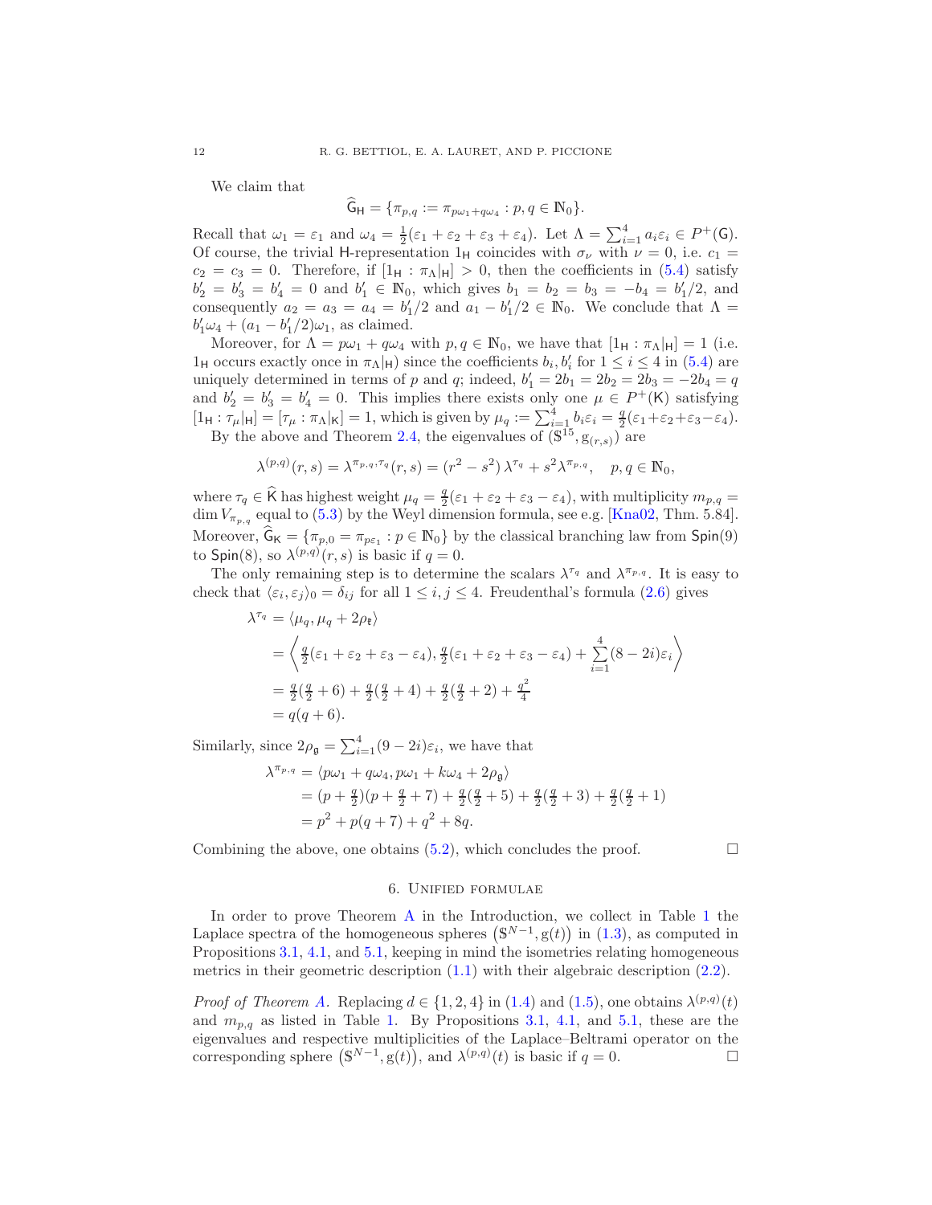We claim that

$$\widehat{\mathsf{G}}_{\mathsf{H}} = \{\pi_{p,q} := \pi_{p\omega_1 + q\omega_4} : p, q \in \mathbb{N}_0\}.$$

Recall that $\omega_1 = \varepsilon_1$ and $\omega_4 = \frac{1}{2}(\varepsilon_1 + \varepsilon_2 + \varepsilon_3 + \varepsilon_4)$. Let $\Lambda = \sum_{i=1}^4 a_i \varepsilon_i \in P^+(\mathsf{G})$. Of course, the trivial $\mathsf{H}$-representation $1_{\mathsf{H}}$ coincides with $\sigma_\nu$ with $\nu = 0$, i.e. $c_1 = c_2 = c_3 = 0$. Therefore, if $[1_{\mathsf{H}} : \pi_\Lambda|_{\mathsf{H}}] > 0$, then the coefficients in (5.4) satisfy $b_2' = b_3' = b_4' = 0$ and $b_1' \in \mathbb{N}_0$, which gives $b_1 = b_2 = b_3 = -b_4 = b_1'/2$, and consequently $a_2 = a_3 = a_4 = b_1'/2$ and $a_1 - b_1'/2 \in \mathbb{N}_0$. We conclude that $\Lambda = b_1'\omega_4 + (a_1 - b_1'/2)\omega_1$, as claimed.

Moreover, for $\Lambda = p\omega_1 + q\omega_4$ with $p, q \in \mathbb{N}_0$, we have that $[1_{\mathsf{H}} : \pi_\Lambda|_{\mathsf{H}}] = 1$ (i.e. $1_{\mathsf{H}}$ occurs exactly once in $\pi_\Lambda|_{\mathsf{H}}$) since the coefficients $b_i, b_i'$ for $1 \le i \le 4$ in (5.4) are uniquely determined in terms of $p$ and $q$; indeed, $b_1' = 2b_1 = 2b_2 = 2b_3 = -2b_4 = q$ and $b_2' = b_3' = b_4' = 0$. This implies there exists only one $\mu \in P^+(\mathsf{K})$ satisfying $[1_{\mathsf{H}} : \tau_\mu|_{\mathsf{H}}] = [\tau_\mu : \pi_\Lambda|_{\mathsf{K}}] = 1$, which is given by $\mu_q := \sum_{i=1}^4 b_i \varepsilon_i = \frac{q}{2}(\varepsilon_1 + \varepsilon_2 + \varepsilon_3 - \varepsilon_4)$.

By the above and Theorem 2.4, the eigenvalues of $(\mathbb{S}^{15}, \mathrm{g}_{(r,s)})$ are

$$\lambda^{(p,q)}(r,s) = \lambda^{\pi_{p,q},\tau_q}(r,s) = (r^2 - s^2)\,\lambda^{\tau_q} + s^2 \lambda^{\pi_{p,q}}, \quad p, q \in \mathbb{N}_0,$$

where $\tau_q \in \widehat{\mathsf{K}}$ has highest weight $\mu_q = \frac{q}{2}(\varepsilon_1 + \varepsilon_2 + \varepsilon_3 - \varepsilon_4)$, with multiplicity $m_{p,q} = \dim V_{\pi_{p,q}}$ equal to (5.3) by the Weyl dimension formula, see e.g. [Kna02, Thm. 5.84]. Moreover, $\widehat{\mathsf{G}}_{\mathsf{K}} = \{\pi_{p,0} = \pi_{p\varepsilon_1} : p \in \mathbb{N}_0\}$ by the classical branching law from $\mathsf{Spin}(9)$ to $\mathsf{Spin}(8)$, so $\lambda^{(p,q)}(r,s)$ is basic if $q = 0$.

The only remaining step is to determine the scalars $\lambda^{\tau_q}$ and $\lambda^{\pi_{p,q}}$. It is easy to check that $\langle \varepsilon_i, \varepsilon_j \rangle_0 = \delta_{ij}$ for all $1 \le i, j \le 4$. Freudenthal's formula (2.6) gives

$$\begin{aligned}
\lambda^{\tau_q} &= \langle \mu_q, \mu_q + 2\rho_{\mathfrak{k}} \rangle \\
&= \left\langle \tfrac{q}{2}(\varepsilon_1 + \varepsilon_2 + \varepsilon_3 - \varepsilon_4), \tfrac{q}{2}(\varepsilon_1 + \varepsilon_2 + \varepsilon_3 - \varepsilon_4) + \sum_{i=1}^4 (8 - 2i)\varepsilon_i \right\rangle \\
&= \tfrac{q}{2}(\tfrac{q}{2} + 6) + \tfrac{q}{2}(\tfrac{q}{2} + 4) + \tfrac{q}{2}(\tfrac{q}{2} + 2) + \tfrac{q^2}{4} \\
&= q(q + 6).
\end{aligned}$$

Similarly, since $2\rho_{\mathfrak{g}} = \sum_{i=1}^4 (9 - 2i)\varepsilon_i$, we have that

$$\begin{aligned}
\lambda^{\pi_{p,q}} &= \langle p\omega_1 + q\omega_4, p\omega_1 + k\omega_4 + 2\rho_{\mathfrak{g}} \rangle \\
&= (p + \tfrac{q}{2})(p + \tfrac{q}{2} + 7) + \tfrac{q}{2}(\tfrac{q}{2} + 5) + \tfrac{q}{2}(\tfrac{q}{2} + 3) + \tfrac{q}{2}(\tfrac{q}{2} + 1) \\
&= p^2 + p(q + 7) + q^2 + 8q.
\end{aligned}$$

Combining the above, one obtains (5.2), which concludes the proof. $\square$

## 6. Unified formulae

In order to prove Theorem A in the Introduction, we collect in Table 1 the Laplace spectra of the homogeneous spheres $(\mathbb{S}^{N-1}, \mathrm{g}(t))$ in (1.3), as computed in Propositions 3.1, 4.1, and 5.1, keeping in mind the isometries relating homogeneous metrics in their geometric description (1.1) with their algebraic description (2.2).

*Proof of Theorem A.* Replacing $d \in \{1, 2, 4\}$ in (1.4) and (1.5), one obtains $\lambda^{(p,q)}(t)$ and $m_{p,q}$ as listed in Table 1. By Propositions 3.1, 4.1, and 5.1, these are the eigenvalues and respective multiplicities of the Laplace–Beltrami operator on the corresponding sphere $(\mathbb{S}^{N-1}, \mathrm{g}(t))$, and $\lambda^{(p,q)}(t)$ is basic if $q = 0$. $\square$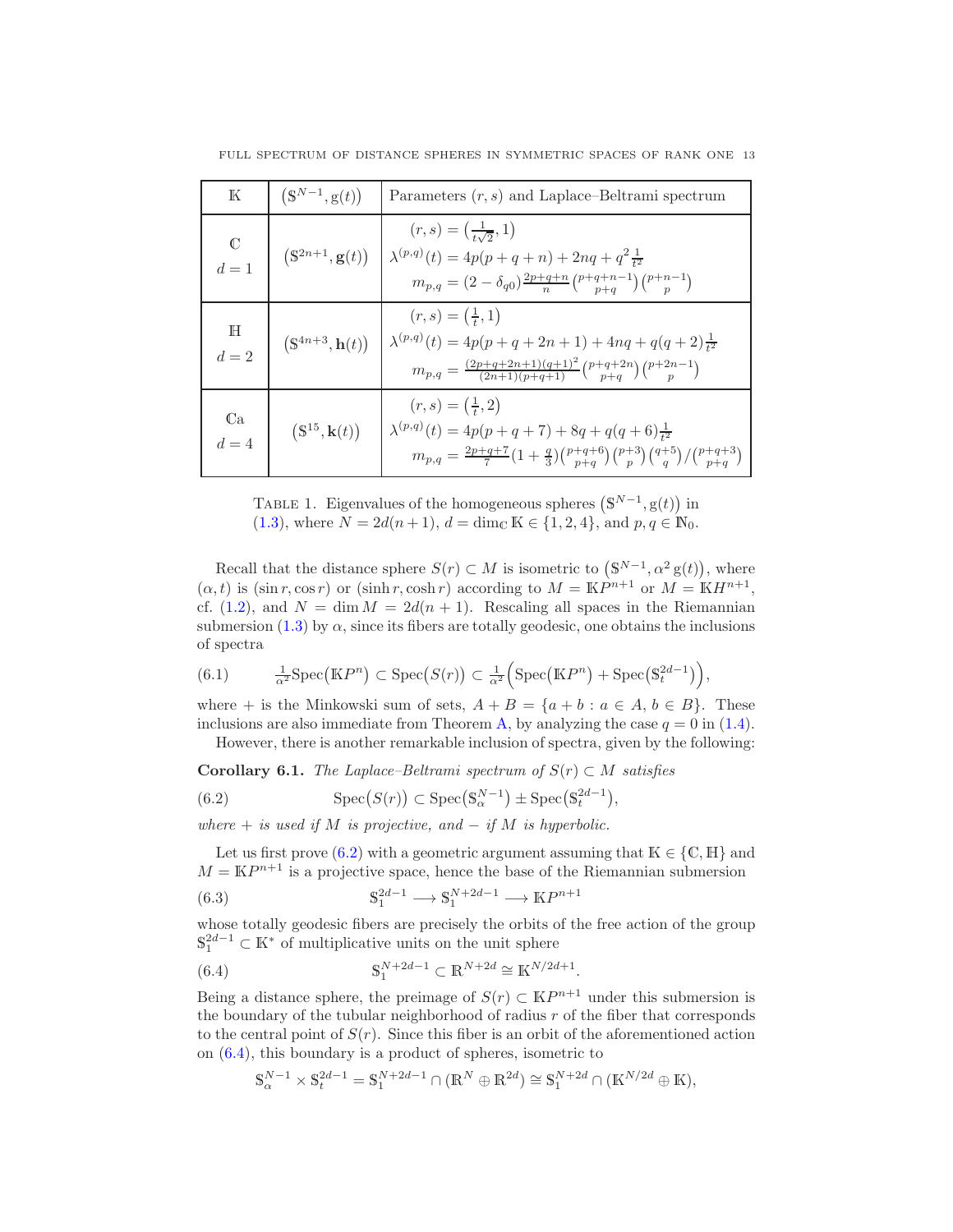| $\mathbb{K}$ | $(\mathbb{S}^{N-1}, \mathrm{g}(t))$ | Parameters $(r,s)$ and Laplace–Beltrami spectrum |
|---|---|---|
| $\mathbb{C}$ $d=1$ | $(\mathbb{S}^{2n+1}, \mathbf{g}(t))$ | $(r,s) = \left(\frac{1}{t\sqrt{2}}, 1\right)$ $\lambda^{(p,q)}(t) = 4p(p+q+n) + 2nq + q^2\frac{1}{t^2}$ $m_{p,q} = (2-\delta_{q0})\frac{2p+q+n}{n}\binom{p+q+n-1}{p+q}\binom{p+n-1}{p}$ |
| $\mathbb{H}$ $d=2$ | $(\mathbb{S}^{4n+3}, \mathbf{h}(t))$ | $(r,s) = \left(\frac{1}{t}, 1\right)$ $\lambda^{(p,q)}(t) = 4p(p+q+2n+1) + 4nq + q(q+2)\frac{1}{t^2}$ $m_{p,q} = \frac{(2p+q+2n+1)(q+1)^2}{(2n+1)(p+q+1)}\binom{p+q+2n}{p+q}\binom{p+2n-1}{p}$ |
| $\mathbb{C}\mathrm{a}$ $d=4$ | $(\mathbb{S}^{15}, \mathbf{k}(t))$ | $(r,s) = \left(\frac{1}{t}, 2\right)$ $\lambda^{(p,q)}(t) = 4p(p+q+7) + 8q + q(q+6)\frac{1}{t^2}$ $m_{p,q} = \frac{2p+q+7}{7}(1+\frac{q}{3})\binom{p+q+6}{p+q}\binom{p+3}{p}\binom{q+5}{q}/\binom{p+q+3}{p+q}$ |

Table 1. Eigenvalues of the homogeneous spheres $(\mathbb{S}^{N-1}, \mathrm{g}(t))$ in (1.3), where $N = 2d(n+1)$, $d = \dim_{\mathbb{C}} \mathbb{K} \in \{1,2,4\}$, and $p, q \in \mathbb{N}_0$.

Recall that the distance sphere $S(r) \subset M$ is isometric to $(\mathbb{S}^{N-1}, \alpha^2\, \mathrm{g}(t))$, where $(\alpha, t)$ is $(\sin r, \cos r)$ or $(\sinh r, \cosh r)$ according to $M = \mathbb{K}P^{n+1}$ or $M = \mathbb{K}H^{n+1}$, cf. (1.2), and $N = \dim M = 2d(n+1)$. Rescaling all spaces in the Riemannian submersion (1.3) by $\alpha$, since its fibers are totally geodesic, one obtains the inclusions of spectra

$$\frac{1}{\alpha^2}\mathrm{Spec}\big(\mathbb{K}P^n\big) \subset \mathrm{Spec}\big(S(r)\big) \subset \frac{1}{\alpha^2}\Big(\mathrm{Spec}\big(\mathbb{K}P^n\big) + \mathrm{Spec}\big(\mathbb{S}^{2d-1}_t\big)\Big), \tag{6.1}$$

where $+$ is the Minkowski sum of sets, $A + B = \{a + b : a \in A,\, b \in B\}$. These inclusions are also immediate from Theorem A, by analyzing the case $q = 0$ in (1.4).

However, there is another remarkable inclusion of spectra, given by the following:

**Corollary 6.1.** *The Laplace–Beltrami spectrum of $S(r) \subset M$ satisfies*

$$\mathrm{Spec}\big(S(r)\big) \subset \mathrm{Spec}\big(\mathbb{S}^{N-1}_\alpha\big) \pm \mathrm{Spec}\big(\mathbb{S}^{2d-1}_t\big), \tag{6.2}$$

*where $+$ is used if $M$ is projective, and $-$ if $M$ is hyperbolic.*

Let us first prove (6.2) with a geometric argument assuming that $\mathbb{K} \in \{\mathbb{C}, \mathbb{H}\}$ and $M = \mathbb{K}P^{n+1}$ is a projective space, hence the base of the Riemannian submersion

$$\mathbb{S}^{2d-1}_1 \longrightarrow \mathbb{S}^{N+2d-1}_1 \longrightarrow \mathbb{K}P^{n+1} \tag{6.3}$$

whose totally geodesic fibers are precisely the orbits of the free action of the group $\mathbb{S}^{2d-1}_1 \subset \mathbb{K}^*$ of multiplicative units on the unit sphere

$$\mathbb{S}^{N+2d-1}_1 \subset \mathbb{R}^{N+2d} \cong \mathbb{K}^{N/2d+1}. \tag{6.4}$$

Being a distance sphere, the preimage of $S(r) \subset \mathbb{K}P^{n+1}$ under this submersion is the boundary of the tubular neighborhood of radius $r$ of the fiber that corresponds to the central point of $S(r)$. Since this fiber is an orbit of the aforementioned action on (6.4), this boundary is a product of spheres, isometric to

$$\mathbb{S}^{N-1}_\alpha \times \mathbb{S}^{2d-1}_t = \mathbb{S}^{N+2d-1}_1 \cap (\mathbb{R}^N \oplus \mathbb{R}^{2d}) \cong \mathbb{S}^{N+2d}_1 \cap (\mathbb{K}^{N/2d} \oplus \mathbb{K}),$$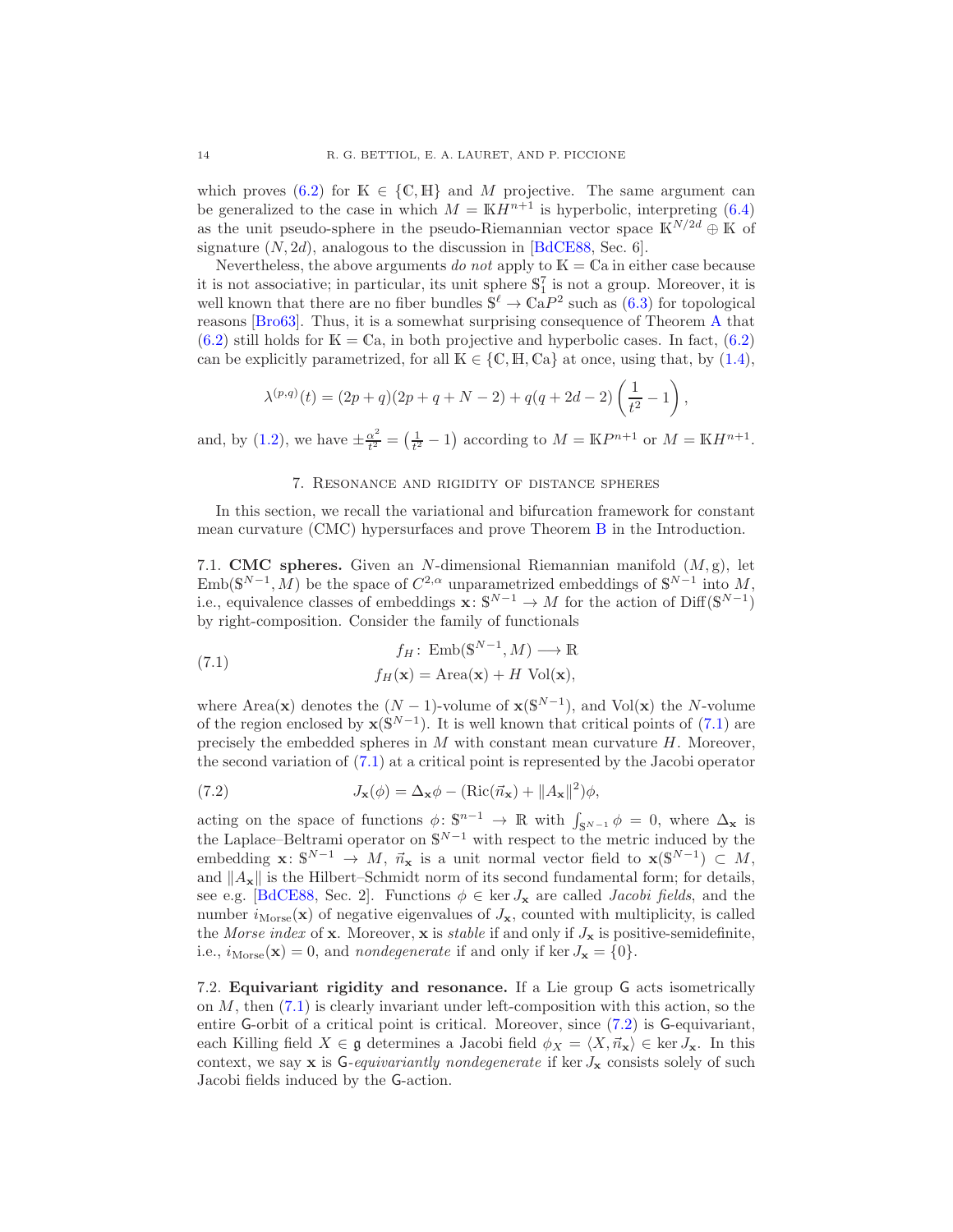which proves (6.2) for $\mathbb{K} \in \{\mathbb{C}, \mathbb{H}\}$ and $M$ projective. The same argument can be generalized to the case in which $M = \mathbb{K}H^{n+1}$ is hyperbolic, interpreting (6.4) as the unit pseudo-sphere in the pseudo-Riemannian vector space $\mathbb{K}^{N/2d} \oplus \mathbb{K}$ of signature $(N, 2d)$, analogous to the discussion in [BdCE88, Sec. 6].

Nevertheless, the above arguments *do not* apply to $\mathbb{K} = \mathbb{C}\mathrm{a}$ in either case because it is not associative; in particular, its unit sphere $\mathbb{S}^7_1$ is not a group. Moreover, it is well known that there are no fiber bundles $\mathbb{S}^\ell \to \mathbb{C}\mathrm{a}P^2$ such as (6.3) for topological reasons [Bro63]. Thus, it is a somewhat surprising consequence of Theorem A that (6.2) still holds for $\mathbb{K} = \mathbb{C}\mathrm{a}$, in both projective and hyperbolic cases. In fact, (6.2) can be explicitly parametrized, for all $\mathbb{K} \in \{\mathbb{C}, \mathbb{H}, \mathbb{C}\mathrm{a}\}$ at once, using that, by (1.4),

$$\lambda^{(p,q)}(t) = (2p+q)(2p+q+N-2) + q(q+2d-2)\left(\frac{1}{t^2} - 1\right),$$

and, by (1.2), we have $\pm\frac{\alpha^2}{t^2} = \left(\frac{1}{t^2} - 1\right)$ according to $M = \mathbb{K}P^{n+1}$ or $M = \mathbb{K}H^{n+1}$.

## 7. Resonance and rigidity of distance spheres

In this section, we recall the variational and bifurcation framework for constant mean curvature (CMC) hypersurfaces and prove Theorem B in the Introduction.

**7.1. CMC spheres.** Given an $N$-dimensional Riemannian manifold $(M, \mathrm{g})$, let $\mathrm{Emb}(\mathbb{S}^{N-1}, M)$ be the space of $C^{2,\alpha}$ unparametrized embeddings of $\mathbb{S}^{N-1}$ into $M$, i.e., equivalence classes of embeddings $\mathbf{x}\colon \mathbb{S}^{N-1} \to M$ for the action of $\mathrm{Diff}(\mathbb{S}^{N-1})$ by right-composition. Consider the family of functionals

$$\begin{aligned} f_H\colon\ & \mathrm{Emb}(\mathbb{S}^{N-1}, M) \longrightarrow \mathbb{R} \\ & f_H(\mathbf{x}) = \mathrm{Area}(\mathbf{x}) + H\ \mathrm{Vol}(\mathbf{x}), \end{aligned} \tag{7.1}$$

where $\mathrm{Area}(\mathbf{x})$ denotes the $(N-1)$-volume of $\mathbf{x}(\mathbb{S}^{N-1})$, and $\mathrm{Vol}(\mathbf{x})$ the $N$-volume of the region enclosed by $\mathbf{x}(\mathbb{S}^{N-1})$. It is well known that critical points of (7.1) are precisely the embedded spheres in $M$ with constant mean curvature $H$. Moreover, the second variation of (7.1) at a critical point is represented by the Jacobi operator

$$J_{\mathbf{x}}(\phi) = \Delta_{\mathbf{x}}\phi - (\mathrm{Ric}(\vec{n}_{\mathbf{x}}) + \|A_{\mathbf{x}}\|^2)\phi, \tag{7.2}$$

acting on the space of functions $\phi\colon \mathbb{S}^{n-1} \to \mathbb{R}$ with $\int_{\mathbb{S}^{N-1}} \phi = 0$, where $\Delta_{\mathbf{x}}$ is the Laplace–Beltrami operator on $\mathbb{S}^{N-1}$ with respect to the metric induced by the embedding $\mathbf{x}\colon \mathbb{S}^{N-1} \to M$, $\vec{n}_{\mathbf{x}}$ is a unit normal vector field to $\mathbf{x}(\mathbb{S}^{N-1}) \subset M$, and $\|A_{\mathbf{x}}\|$ is the Hilbert–Schmidt norm of its second fundamental form; for details, see e.g. [BdCE88, Sec. 2]. Functions $\phi \in \ker J_{\mathbf{x}}$ are called *Jacobi fields*, and the number $i_{\mathrm{Morse}}(\mathbf{x})$ of negative eigenvalues of $J_{\mathbf{x}}$, counted with multiplicity, is called the *Morse index* of $\mathbf{x}$. Moreover, $\mathbf{x}$ is *stable* if and only if $J_{\mathbf{x}}$ is positive-semidefinite, i.e., $i_{\mathrm{Morse}}(\mathbf{x}) = 0$, and *nondegenerate* if and only if $\ker J_{\mathbf{x}} = \{0\}$.

**7.2. Equivariant rigidity and resonance.** If a Lie group $\mathsf{G}$ acts isometrically on $M$, then (7.1) is clearly invariant under left-composition with this action, so the entire $\mathsf{G}$-orbit of a critical point is critical. Moreover, since (7.2) is $\mathsf{G}$-equivariant, each Killing field $X \in \mathfrak{g}$ determines a Jacobi field $\phi_X = \langle X, \vec{n}_{\mathbf{x}}\rangle \in \ker J_{\mathbf{x}}$. In this context, we say $\mathbf{x}$ is $\mathsf{G}$-*equivariantly nondegenerate* if $\ker J_{\mathbf{x}}$ consists solely of such Jacobi fields induced by the $\mathsf{G}$-action.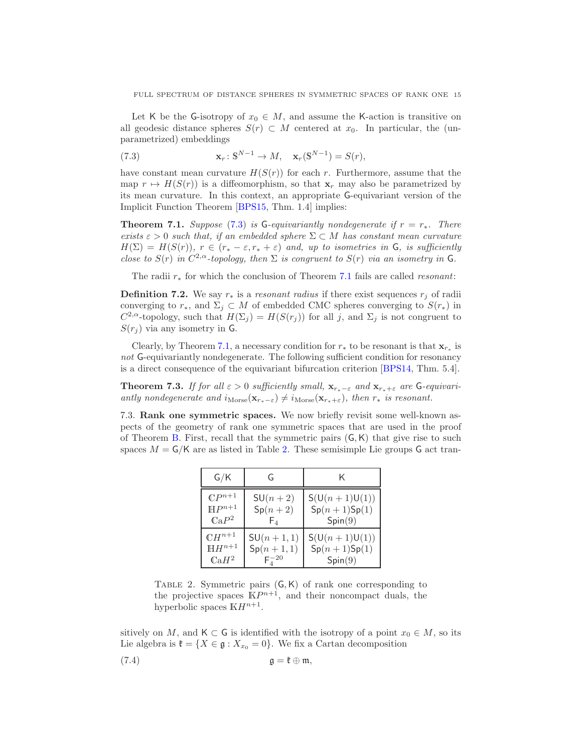Let $\mathsf{K}$ be the $\mathsf{G}$-isotropy of $x_0 \in M$, and assume the $\mathsf{K}$-action is transitive on all geodesic distance spheres $S(r) \subset M$ centered at $x_0$. In particular, the (unparametrized) embeddings

$$\mathbf{x}_r \colon \mathbb{S}^{N-1} \to M, \quad \mathbf{x}_r(\mathbb{S}^{N-1}) = S(r), \tag{7.3}$$

have constant mean curvature $H(S(r))$ for each $r$. Furthermore, assume that the map $r \mapsto H(S(r))$ is a diffeomorphism, so that $\mathbf{x}_r$ may also be parametrized by its mean curvature. In this context, an appropriate $\mathsf{G}$-equivariant version of the Implicit Function Theorem [BPS15, Thm. 1.4] implies:

**Theorem 7.1.** *Suppose (7.3) is $\mathsf{G}$-equivariantly nondegenerate if $r = r_*$. There exists $\varepsilon > 0$ such that, if an embedded sphere $\Sigma \subset M$ has constant mean curvature $H(\Sigma) = H(S(r))$, $r \in (r_* - \varepsilon, r_* + \varepsilon)$ and, up to isometries in $\mathsf{G}$, is sufficiently close to $S(r)$ in $C^{2,\alpha}$-topology, then $\Sigma$ is congruent to $S(r)$ via an isometry in $\mathsf{G}$.*

The radii $r_*$ for which the conclusion of Theorem 7.1 fails are called *resonant*:

**Definition 7.2.** We say $r_*$ is a *resonant radius* if there exist sequences $r_j$ of radii converging to $r_*$, and $\Sigma_j \subset M$ of embedded CMC spheres converging to $S(r_*)$ in $C^{2,\alpha}$-topology, such that $H(\Sigma_j) = H(S(r_j))$ for all $j$, and $\Sigma_j$ is not congruent to $S(r_j)$ via any isometry in $\mathsf{G}$.

Clearly, by Theorem 7.1, a necessary condition for $r_*$ to be resonant is that $\mathbf{x}_{r_*}$ is *not* $\mathsf{G}$-equivariantly nondegenerate. The following sufficient condition for resonancy is a direct consequence of the equivariant bifurcation criterion [BPS14, Thm. 5.4].

**Theorem 7.3.** *If for all $\varepsilon > 0$ sufficiently small, $\mathbf{x}_{r_*-\varepsilon}$ and $\mathbf{x}_{r_*+\varepsilon}$ are $\mathsf{G}$-equivariantly nondegenerate and $i_{\mathrm{Morse}}(\mathbf{x}_{r_*-\varepsilon}) \neq i_{\mathrm{Morse}}(\mathbf{x}_{r_*+\varepsilon})$, then $r_*$ is resonant.*

7.3. **Rank one symmetric spaces.** We now briefly revisit some well-known aspects of the geometry of rank one symmetric spaces that are used in the proof of Theorem B. First, recall that the symmetric pairs $(\mathsf{G}, \mathsf{K})$ that give rise to such spaces $M = \mathsf{G}/\mathsf{K}$ are as listed in Table 2. These semisimple Lie groups $\mathsf{G}$ act transitively on $M$, and $\mathsf{K} \subset \mathsf{G}$ is identified with the isotropy of a point $x_0 \in M$, so its Lie algebra is $\mathfrak{k} = \{X \in \mathfrak{g} : X_{x_0} = 0\}$. We fix a Cartan decomposition

| $\mathsf{G}/\mathsf{K}$ | $\mathsf{G}$ | $\mathsf{K}$ |
|---|---|---|
| $\mathbb{C}P^{n+1}$ | $\mathsf{SU}(n+2)$ | $\mathsf{S}(\mathsf{U}(n+1)\mathsf{U}(1))$ |
| $\mathbb{H}P^{n+1}$ | $\mathsf{Sp}(n+2)$ | $\mathsf{Sp}(n+1)\mathsf{Sp}(1)$ |
| $\mathbb{C}\mathrm{a}P^2$ | $\mathsf{F}_4$ | $\mathsf{Spin}(9)$ |
| $\mathbb{C}H^{n+1}$ | $\mathsf{SU}(n+1,1)$ | $\mathsf{S}(\mathsf{U}(n+1)\mathsf{U}(1))$ |
| $\mathbb{H}H^{n+1}$ | $\mathsf{Sp}(n+1,1)$ | $\mathsf{Sp}(n+1)\mathsf{Sp}(1)$ |
| $\mathbb{C}\mathrm{a}H^2$ | $\mathsf{F}_4^{-20}$ | $\mathsf{Spin}(9)$ |

TABLE 2. Symmetric pairs $(\mathsf{G}, \mathsf{K})$ of rank one corresponding to the projective spaces $\mathbb{K}P^{n+1}$, and their noncompact duals, the hyperbolic spaces $\mathbb{K}H^{n+1}$.

$$\mathfrak{g} = \mathfrak{k} \oplus \mathfrak{m}, \tag{7.4}$$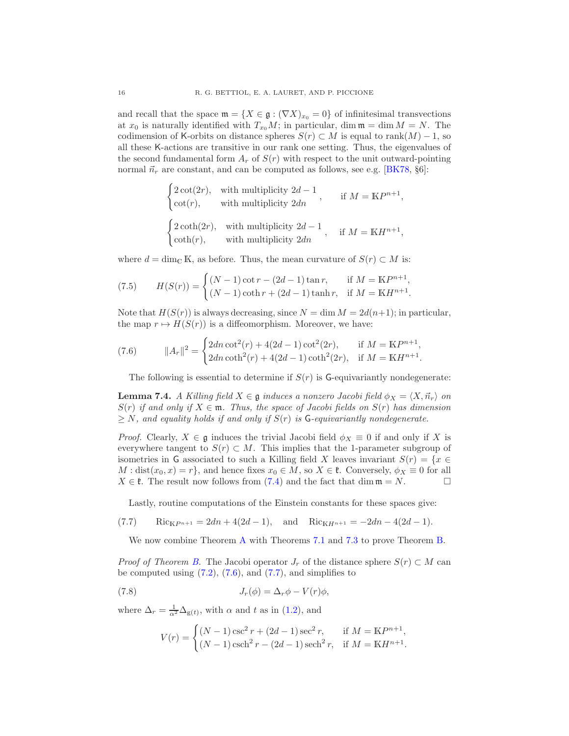and recall that the space $\mathfrak{m} = \{X \in \mathfrak{g} : (\nabla X)_{x_0} = 0\}$ of infinitesimal transvections at $x_0$ is naturally identified with $T_{x_0}M$; in particular, $\dim \mathfrak{m} = \dim M = N$. The codimension of $\mathsf{K}$-orbits on distance spheres $S(r) \subset M$ is equal to $\operatorname{rank}(M) - 1$, so all these $\mathsf{K}$-actions are transitive in our rank one setting. Thus, the eigenvalues of the second fundamental form $A_r$ of $S(r)$ with respect to the unit outward-pointing normal $\vec{n}_r$ are constant, and can be computed as follows, see e.g. [BK78, §6]:

$$
\begin{cases} 2\cot(2r), & \text{with multiplicity } 2d-1 \\ \cot(r), & \text{with multiplicity } 2dn \end{cases}, \qquad \text{if } M = \mathbb{K}P^{n+1},
$$

$$
\begin{cases} 2\coth(2r), & \text{with multiplicity } 2d-1 \\ \coth(r), & \text{with multiplicity } 2dn \end{cases}, \qquad \text{if } M = \mathbb{K}H^{n+1},
$$

where $d = \dim_{\mathbb{C}} \mathbb{K}$, as before. Thus, the mean curvature of $S(r) \subset M$ is:

$$
H(S(r)) = \begin{cases} (N-1)\cot r - (2d-1)\tan r, & \text{if } M = \mathbb{K}P^{n+1}, \\ (N-1)\coth r + (2d-1)\tanh r, & \text{if } M = \mathbb{K}H^{n+1}. \end{cases} \tag{7.5}
$$

Note that $H(S(r))$ is always decreasing, since $N = \dim M = 2d(n+1)$; in particular, the map $r \mapsto H(S(r))$ is a diffeomorphism. Moreover, we have:

$$
\|A_r\|^2 = \begin{cases} 2dn\cot^2(r) + 4(2d-1)\cot^2(2r), & \text{if } M = \mathbb{K}P^{n+1}, \\ 2dn\coth^2(r) + 4(2d-1)\coth^2(2r), & \text{if } M = \mathbb{K}H^{n+1}. \end{cases} \tag{7.6}
$$

The following is essential to determine if $S(r)$ is $\mathsf{G}$-equivariantly nondegenerate:

**Lemma 7.4.** *A Killing field $X \in \mathfrak{g}$ induces a nonzero Jacobi field $\phi_X = \langle X, \vec{n}_r \rangle$ on $S(r)$ if and only if $X \in \mathfrak{m}$. Thus, the space of Jacobi fields on $S(r)$ has dimension $\geq N$, and equality holds if and only if $S(r)$ is $\mathsf{G}$-equivariantly nondegenerate.*

*Proof.* Clearly, $X \in \mathfrak{g}$ induces the trivial Jacobi field $\phi_X \equiv 0$ if and only if $X$ is everywhere tangent to $S(r) \subset M$. This implies that the 1-parameter subgroup of isometries in $\mathsf{G}$ associated to such a Killing field $X$ leaves invariant $S(r) = \{x \in M : \operatorname{dist}(x_0, x) = r\}$, and hence fixes $x_0 \in M$, so $X \in \mathfrak{k}$. Conversely, $\phi_X \equiv 0$ for all $X \in \mathfrak{k}$. The result now follows from (7.4) and the fact that $\dim \mathfrak{m} = N$. □

Lastly, routine computations of the Einstein constants for these spaces give:

$$
\operatorname{Ric}_{\mathbb{K}P^{n+1}} = 2dn + 4(2d-1), \quad \text{and} \quad \operatorname{Ric}_{\mathbb{K}H^{n+1}} = -2dn - 4(2d-1). \tag{7.7}
$$

We now combine Theorem A with Theorems 7.1 and 7.3 to prove Theorem B.

*Proof of Theorem B.* The Jacobi operator $J_r$ of the distance sphere $S(r) \subset M$ can be computed using (7.2), (7.6), and (7.7), and simplifies to

$$
J_r(\phi) = \Delta_r \phi - V(r)\phi, \tag{7.8}
$$

where $\Delta_r = \frac{1}{\alpha^2}\Delta_{\mathrm{g}(t)}$, with $\alpha$ and $t$ as in (1.2), and

$$
V(r) = \begin{cases} (N-1)\csc^2 r + (2d-1)\sec^2 r, & \text{if } M = \mathbb{K}P^{n+1}, \\ (N-1)\operatorname{csch}^2 r - (2d-1)\operatorname{sech}^2 r, & \text{if } M = \mathbb{K}H^{n+1}. \end{cases}
$$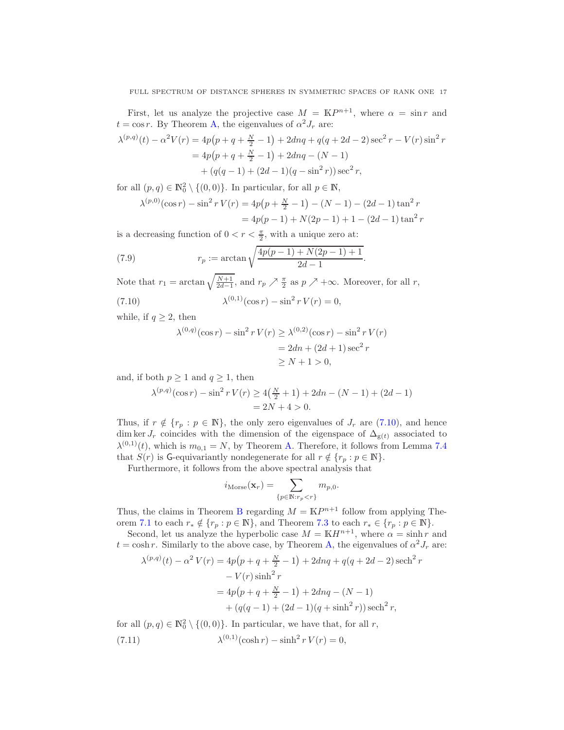First, let us analyze the projective case $M = \mathbb{K}P^{n+1}$, where $\alpha = \sin r$ and $t = \cos r$. By Theorem A, the eigenvalues of $\alpha^2 J_r$ are:

$$\begin{aligned}
\lambda^{(p,q)}(t) - \alpha^2 V(r) &= 4p\big(p + q + \tfrac{N}{2} - 1\big) + 2dnq + q(q + 2d - 2)\sec^2 r - V(r)\sin^2 r \\
&= 4p\big(p + q + \tfrac{N}{2} - 1\big) + 2dnq - (N-1) \\
&\quad + \big(q(q-1) + (2d-1)(q - \sin^2 r)\big)\sec^2 r,
\end{aligned}$$

for all $(p,q) \in \mathbb{N}_0^2 \setminus \{(0,0)\}$. In particular, for all $p \in \mathbb{N}$,

$$\begin{aligned}
\lambda^{(p,0)}(\cos r) - \sin^2 r\, V(r) &= 4p\big(p + \tfrac{N}{2} - 1\big) - (N-1) - (2d-1)\tan^2 r \\
&= 4p(p-1) + N(2p-1) + 1 - (2d-1)\tan^2 r
\end{aligned}$$

is a decreasing function of $0 < r < \frac{\pi}{2}$, with a unique zero at:

$$r_p := \arctan\sqrt{\frac{4p(p-1) + N(2p-1) + 1}{2d-1}}. \tag{7.9}$$

Note that $r_1 = \arctan\sqrt{\frac{N+1}{2d-1}}$, and $r_p \nearrow \frac{\pi}{2}$ as $p \nearrow +\infty$. Moreover, for all $r$,

$$\lambda^{(0,1)}(\cos r) - \sin^2 r\, V(r) = 0, \tag{7.10}$$

while, if $q \geq 2$, then

$$\begin{aligned}
\lambda^{(0,q)}(\cos r) - \sin^2 r\, V(r) &\geq \lambda^{(0,2)}(\cos r) - \sin^2 r\, V(r) \\
&= 2dn + (2d+1)\sec^2 r \\
&\geq N + 1 > 0,
\end{aligned}$$

and, if both $p \geq 1$ and $q \geq 1$, then

$$\begin{aligned}
\lambda^{(p,q)}(\cos r) - \sin^2 r\, V(r) &\geq 4\big(\tfrac{N}{2} + 1\big) + 2dn - (N-1) + (2d-1) \\
&= 2N + 4 > 0.
\end{aligned}$$

Thus, if $r \notin \{r_p : p \in \mathbb{N}\}$, the only zero eigenvalues of $J_r$ are (7.10), and hence $\dim \ker J_r$ coincides with the dimension of the eigenspace of $\Delta_{\mathrm{g}(t)}$ associated to $\lambda^{(0,1)}(t)$, which is $m_{0,1} = N$, by Theorem A. Therefore, it follows from Lemma 7.4 that $S(r)$ is $\mathsf{G}$-equivariantly nondegenerate for all $r \notin \{r_p : p \in \mathbb{N}\}$.

Furthermore, it follows from the above spectral analysis that

$$i_{\mathrm{Morse}}(\mathbf{x}_r) = \sum_{\{p \in \mathbb{N} : r_p < r\}} m_{p,0}.$$

Thus, the claims in Theorem B regarding $M = \mathbb{K}P^{n+1}$ follow from applying Theorem 7.1 to each $r_* \notin \{r_p : p \in \mathbb{N}\}$, and Theorem 7.3 to each $r_* \in \{r_p : p \in \mathbb{N}\}$.

Second, let us analyze the hyperbolic case $M = \mathbb{K}H^{n+1}$, where $\alpha = \sinh r$ and $t = \cosh r$. Similarly to the above case, by Theorem A, the eigenvalues of $\alpha^2 J_r$ are:

$$\begin{aligned}
\lambda^{(p,q)}(t) - \alpha^2 V(r) &= 4p\big(p + q + \tfrac{N}{2} - 1\big) + 2dnq + q(q + 2d - 2)\,\mathrm{sech}^2 r \\
&\quad - V(r)\sinh^2 r \\
&= 4p\big(p + q + \tfrac{N}{2} - 1\big) + 2dnq - (N-1) \\
&\quad + \big(q(q-1) + (2d-1)(q + \sinh^2 r)\big)\,\mathrm{sech}^2 r,
\end{aligned}$$

for all $(p,q) \in \mathbb{N}_0^2 \setminus \{(0,0)\}$. In particular, we have that, for all $r$,

$$\lambda^{(0,1)}(\cosh r) - \sinh^2 r\, V(r) = 0, \tag{7.11}$$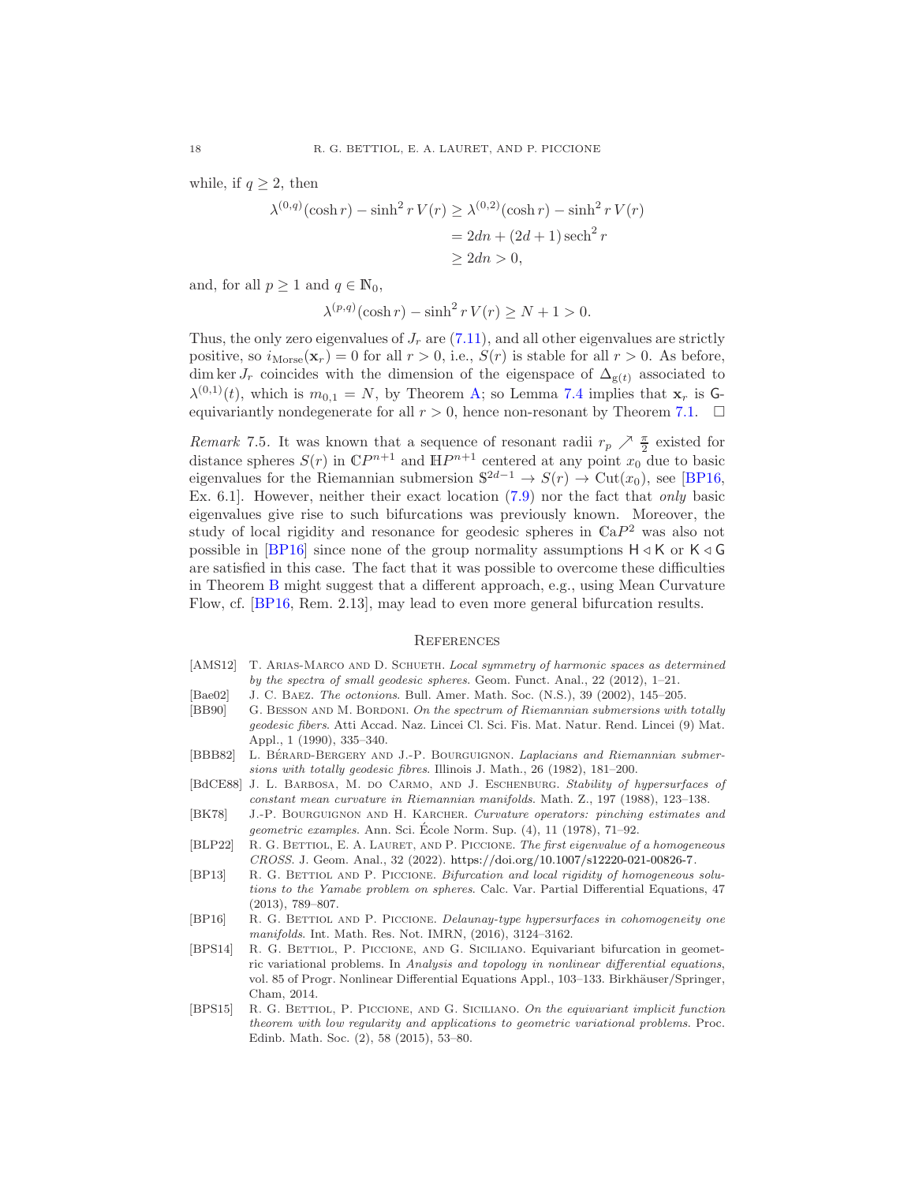while, if $q \geq 2$, then

$$
\begin{aligned}
\lambda^{(0,q)}(\cosh r) - \sinh^2 r\, V(r) &\geq \lambda^{(0,2)}(\cosh r) - \sinh^2 r\, V(r) \\
&= 2dn + (2d+1)\,\mathrm{sech}^2\, r \\
&\geq 2dn > 0,
\end{aligned}
$$

and, for all $p \geq 1$ and $q \in \mathbb{N}_0$,

$$
\lambda^{(p,q)}(\cosh r) - \sinh^2 r\, V(r) \geq N + 1 > 0.
$$

Thus, the only zero eigenvalues of $J_r$ are (7.11), and all other eigenvalues are strictly positive, so $i_{\mathrm{Morse}}(\mathbf{x}_r) = 0$ for all $r > 0$, i.e., $S(r)$ is stable for all $r > 0$. As before, $\dim \ker J_r$ coincides with the dimension of the eigenspace of $\Delta_{\mathrm{g}(t)}$ associated to $\lambda^{(0,1)}(t)$, which is $m_{0,1} = N$, by Theorem A; so Lemma 7.4 implies that $\mathbf{x}_r$ is $\mathsf{G}$-equivariantly nondegenerate for all $r > 0$, hence non-resonant by Theorem 7.1. $\square$

*Remark* 7.5. It was known that a sequence of resonant radii $r_p \nearrow \frac{\pi}{2}$ existed for distance spheres $S(r)$ in $\mathbb{C}P^{n+1}$ and $\mathbb{H}P^{n+1}$ centered at any point $x_0$ due to basic eigenvalues for the Riemannian submersion $\mathbb{S}^{2d-1} \to S(r) \to \mathrm{Cut}(x_0)$, see [BP16, Ex. 6.1]. However, neither their exact location (7.9) nor the fact that *only* basic eigenvalues give rise to such bifurcations was previously known. Moreover, the study of local rigidity and resonance for geodesic spheres in $\mathbb{C}\mathrm{a}P^2$ was also not possible in [BP16] since none of the group normality assumptions $\mathsf{H} \triangleleft \mathsf{K}$ or $\mathsf{K} \triangleleft \mathsf{G}$ are satisfied in this case. The fact that it was possible to overcome these difficulties in Theorem B might suggest that a different approach, e.g., using Mean Curvature Flow, cf. [BP16, Rem. 2.13], may lead to even more general bifurcation results.

## References

- [AMS12] T. Arias-Marco and D. Schueth. *Local symmetry of harmonic spaces as determined by the spectra of small geodesic spheres*. Geom. Funct. Anal., 22 (2012), 1–21.
- [Bae02] J. C. Baez. *The octonions*. Bull. Amer. Math. Soc. (N.S.), 39 (2002), 145–205.
- [BB90] G. Besson and M. Bordoni. *On the spectrum of Riemannian submersions with totally geodesic fibers*. Atti Accad. Naz. Lincei Cl. Sci. Fis. Mat. Natur. Rend. Lincei (9) Mat. Appl., 1 (1990), 335–340.
- [BBB82] L. Bérard-Bergery and J.-P. Bourguignon. *Laplacians and Riemannian submersions with totally geodesic fibres*. Illinois J. Math., 26 (1982), 181–200.
- [BdCE88] J. L. Barbosa, M. do Carmo, and J. Eschenburg. *Stability of hypersurfaces of constant mean curvature in Riemannian manifolds*. Math. Z., 197 (1988), 123–138.
- [BK78] J.-P. Bourguignon and H. Karcher. *Curvature operators: pinching estimates and geometric examples*. Ann. Sci. École Norm. Sup. (4), 11 (1978), 71–92.
- [BLP22] R. G. Bettiol, E. A. Lauret, and P. Piccione. *The first eigenvalue of a homogeneous CROSS*. J. Geom. Anal., 32 (2022). https://doi.org/10.1007/s12220-021-00826-7.
- [BP13] R. G. Bettiol and P. Piccione. *Bifurcation and local rigidity of homogeneous solutions to the Yamabe problem on spheres*. Calc. Var. Partial Differential Equations, 47 (2013), 789–807.
- [BP16] R. G. Bettiol and P. Piccione. *Delaunay-type hypersurfaces in cohomogeneity one manifolds*. Int. Math. Res. Not. IMRN, (2016), 3124–3162.
- [BPS14] R. G. Bettiol, P. Piccione, and G. Siciliano. Equivariant bifurcation in geometric variational problems. In *Analysis and topology in nonlinear differential equations*, vol. 85 of Progr. Nonlinear Differential Equations Appl., 103–133. Birkhäuser/Springer, Cham, 2014.
- [BPS15] R. G. Bettiol, P. Piccione, and G. Siciliano. *On the equivariant implicit function theorem with low regularity and applications to geometric variational problems*. Proc. Edinb. Math. Soc. (2), 58 (2015), 53–80.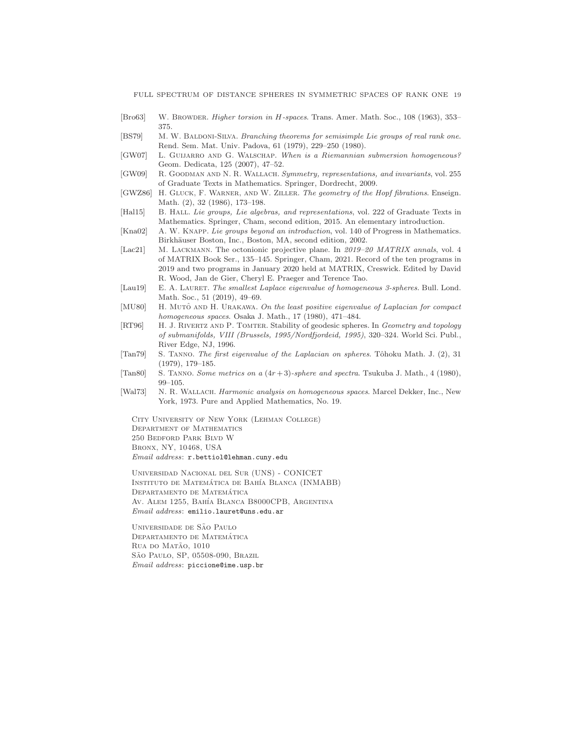[Bro63] W. Browder. *Higher torsion in H-spaces*. Trans. Amer. Math. Soc., 108 (1963), 353–375.

[BS79] M. W. Baldoni-Silva. *Branching theorems for semisimple Lie groups of real rank one*. Rend. Sem. Mat. Univ. Padova, 61 (1979), 229–250 (1980).

[GW07] L. Guijarro and G. Walschap. *When is a Riemannian submersion homogeneous?* Geom. Dedicata, 125 (2007), 47–52.

[GW09] R. Goodman and N. R. Wallach. *Symmetry, representations, and invariants*, vol. 255 of Graduate Texts in Mathematics. Springer, Dordrecht, 2009.

[GWZ86] H. Gluck, F. Warner, and W. Ziller. *The geometry of the Hopf fibrations*. Enseign. Math. (2), 32 (1986), 173–198.

[Hal15] B. Hall. *Lie groups, Lie algebras, and representations*, vol. 222 of Graduate Texts in Mathematics. Springer, Cham, second edition, 2015. An elementary introduction.

[Kna02] A. W. Knapp. *Lie groups beyond an introduction*, vol. 140 of Progress in Mathematics. Birkhäuser Boston, Inc., Boston, MA, second edition, 2002.

[Lac21] M. Lackmann. The octonionic projective plane. In *2019–20 MATRIX annals*, vol. 4 of MATRIX Book Ser., 135–145. Springer, Cham, 2021. Record of the ten programs in 2019 and two programs in January 2020 held at MATRIX, Creswick. Edited by David R. Wood, Jan de Gier, Cheryl E. Praeger and Terence Tao.

[Lau19] E. A. Lauret. *The smallest Laplace eigenvalue of homogeneous 3-spheres*. Bull. Lond. Math. Soc., 51 (2019), 49–69.

[MU80] H. Mutô and H. Urakawa. *On the least positive eigenvalue of Laplacian for compact homogeneous spaces*. Osaka J. Math., 17 (1980), 471–484.

[RT96] H. J. Rivertz and P. Tomter. Stability of geodesic spheres. In *Geometry and topology of submanifolds, VIII (Brussels, 1995/Nordfjordeid, 1995)*, 320–324. World Sci. Publ., River Edge, NJ, 1996.

[Tan79] S. Tanno. *The first eigenvalue of the Laplacian on spheres*. Tôhoku Math. J. (2), 31 (1979), 179–185.

[Tan80] S. Tanno. *Some metrics on a $(4r+3)$-sphere and spectra*. Tsukuba J. Math., 4 (1980), 99–105.

[Wal73] N. R. Wallach. *Harmonic analysis on homogeneous spaces*. Marcel Dekker, Inc., New York, 1973. Pure and Applied Mathematics, No. 19.

City University of New York (Lehman College)
Department of Mathematics
250 Bedford Park Blvd W
Bronx, NY, 10468, USA
*Email address*: r.bettiol@lehman.cuny.edu

Universidad Nacional del Sur (UNS) - CONICET
Instituto de Matemática de Bahía Blanca (INMABB)
Departamento de Matemática
Av. Alem 1255, Bahía Blanca B8000CPB, Argentina
*Email address*: emilio.lauret@uns.edu.ar

Universidade de São Paulo
Departamento de Matemática
Rua do Matão, 1010
São Paulo, SP, 05508-090, Brazil
*Email address*: piccione@ime.usp.br